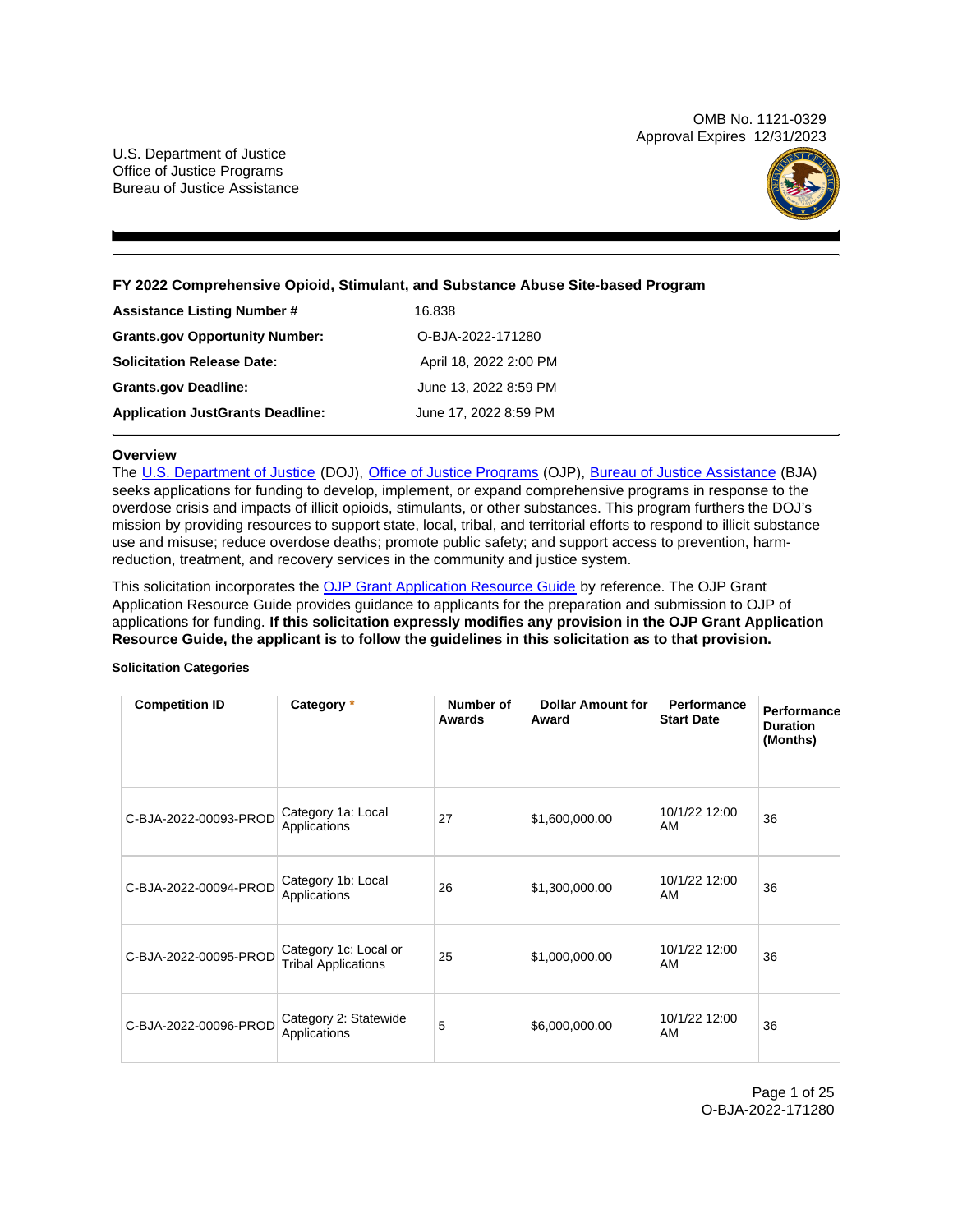OMB No. 1121-0329
Approval Expires 12/31/2023

U.S. Department of Justice
Office of Justice Programs
Bureau of Justice Assistance

## FY 2022 Comprehensive Opioid, Stimulant, and Substance Abuse Site-based Program

| | |
|---|---|
| **Assistance Listing Number #** | 16.838 |
| **Grants.gov Opportunity Number:** | O-BJA-2022-171280 |
| **Solicitation Release Date:** | April 18, 2022 2:00 PM |
| **Grants.gov Deadline:** | June 13, 2022 8:59 PM |
| **Application JustGrants Deadline:** | June 17, 2022 8:59 PM |

### Overview

The U.S. Department of Justice (DOJ), Office of Justice Programs (OJP), Bureau of Justice Assistance (BJA) seeks applications for funding to develop, implement, or expand comprehensive programs in response to the overdose crisis and impacts of illicit opioids, stimulants, or other substances. This program furthers the DOJ's mission by providing resources to support state, local, tribal, and territorial efforts to respond to illicit substance use and misuse; reduce overdose deaths; promote public safety; and support access to prevention, harm-reduction, treatment, and recovery services in the community and justice system.

This solicitation incorporates the OJP Grant Application Resource Guide by reference. The OJP Grant Application Resource Guide provides guidance to applicants for the preparation and submission to OJP of applications for funding. **If this solicitation expressly modifies any provision in the OJP Grant Application Resource Guide, the applicant is to follow the guidelines in this solicitation as to that provision.**

**Solicitation Categories**

| Competition ID | Category * | Number of Awards | Dollar Amount for Award | Performance Start Date | Performance Duration (Months) |
|---|---|---|---|---|---|
| C-BJA-2022-00093-PROD | Category 1a: Local Applications | 27 | $1,600,000.00 | 10/1/22 12:00 AM | 36 |
| C-BJA-2022-00094-PROD | Category 1b: Local Applications | 26 | $1,300,000.00 | 10/1/22 12:00 AM | 36 |
| C-BJA-2022-00095-PROD | Category 1c: Local or Tribal Applications | 25 | $1,000,000.00 | 10/1/22 12:00 AM | 36 |
| C-BJA-2022-00096-PROD | Category 2: Statewide Applications | 5 | $6,000,000.00 | 10/1/22 12:00 AM | 36 |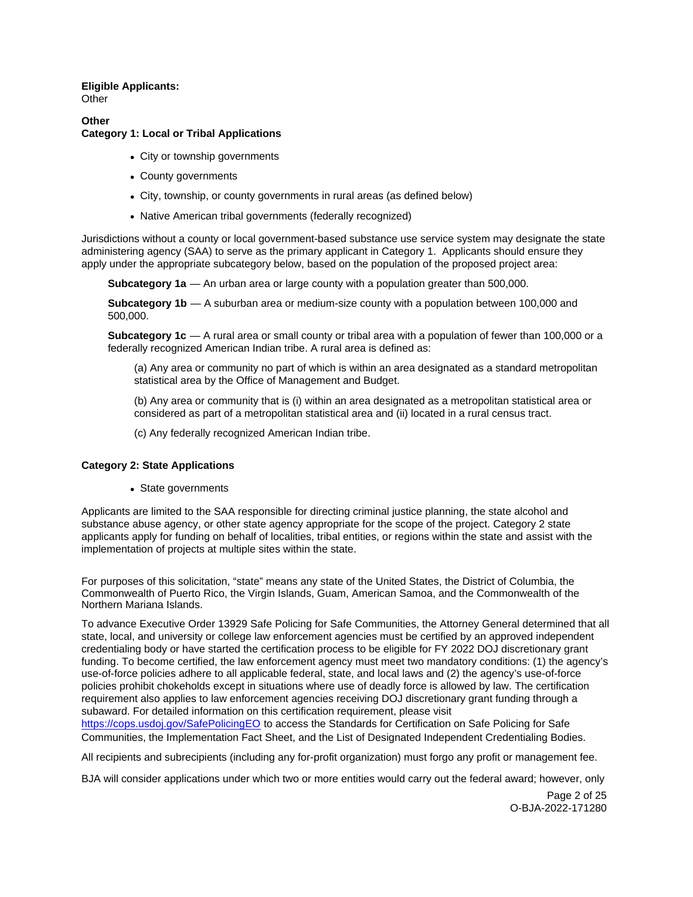**Eligible Applicants:**
Other

**Other**
**Category 1: Local or Tribal Applications**

- City or township governments
- County governments
- City, township, or county governments in rural areas (as defined below)
- Native American tribal governments (federally recognized)

Jurisdictions without a county or local government-based substance use service system may designate the state administering agency (SAA) to serve as the primary applicant in Category 1. Applicants should ensure they apply under the appropriate subcategory below, based on the population of the proposed project area:

> **Subcategory 1a** — An urban area or large county with a population greater than 500,000.
>
> **Subcategory 1b** — A suburban area or medium-size county with a population between 100,000 and 500,000.
>
> **Subcategory 1c** — A rural area or small county or tribal area with a population of fewer than 100,000 or a federally recognized American Indian tribe. A rural area is defined as:
>
> > (a) Any area or community no part of which is within an area designated as a standard metropolitan statistical area by the Office of Management and Budget.
> >
> > (b) Any area or community that is (i) within an area designated as a metropolitan statistical area or considered as part of a metropolitan statistical area and (ii) located in a rural census tract.
> >
> > (c) Any federally recognized American Indian tribe.

**Category 2: State Applications**

- State governments

Applicants are limited to the SAA responsible for directing criminal justice planning, the state alcohol and substance abuse agency, or other state agency appropriate for the scope of the project. Category 2 state applicants apply for funding on behalf of localities, tribal entities, or regions within the state and assist with the implementation of projects at multiple sites within the state.

For purposes of this solicitation, "state" means any state of the United States, the District of Columbia, the Commonwealth of Puerto Rico, the Virgin Islands, Guam, American Samoa, and the Commonwealth of the Northern Mariana Islands.

To advance Executive Order 13929 Safe Policing for Safe Communities, the Attorney General determined that all state, local, and university or college law enforcement agencies must be certified by an approved independent credentialing body or have started the certification process to be eligible for FY 2022 DOJ discretionary grant funding. To become certified, the law enforcement agency must meet two mandatory conditions: (1) the agency's use-of-force policies adhere to all applicable federal, state, and local laws and (2) the agency's use-of-force policies prohibit chokeholds except in situations where use of deadly force is allowed by law. The certification requirement also applies to law enforcement agencies receiving DOJ discretionary grant funding through a subaward. For detailed information on this certification requirement, please visit https://cops.usdoj.gov/SafePolicingEO to access the Standards for Certification on Safe Policing for Safe Communities, the Implementation Fact Sheet, and the List of Designated Independent Credentialing Bodies.

All recipients and subrecipients (including any for-profit organization) must forgo any profit or management fee.

BJA will consider applications under which two or more entities would carry out the federal award; however, only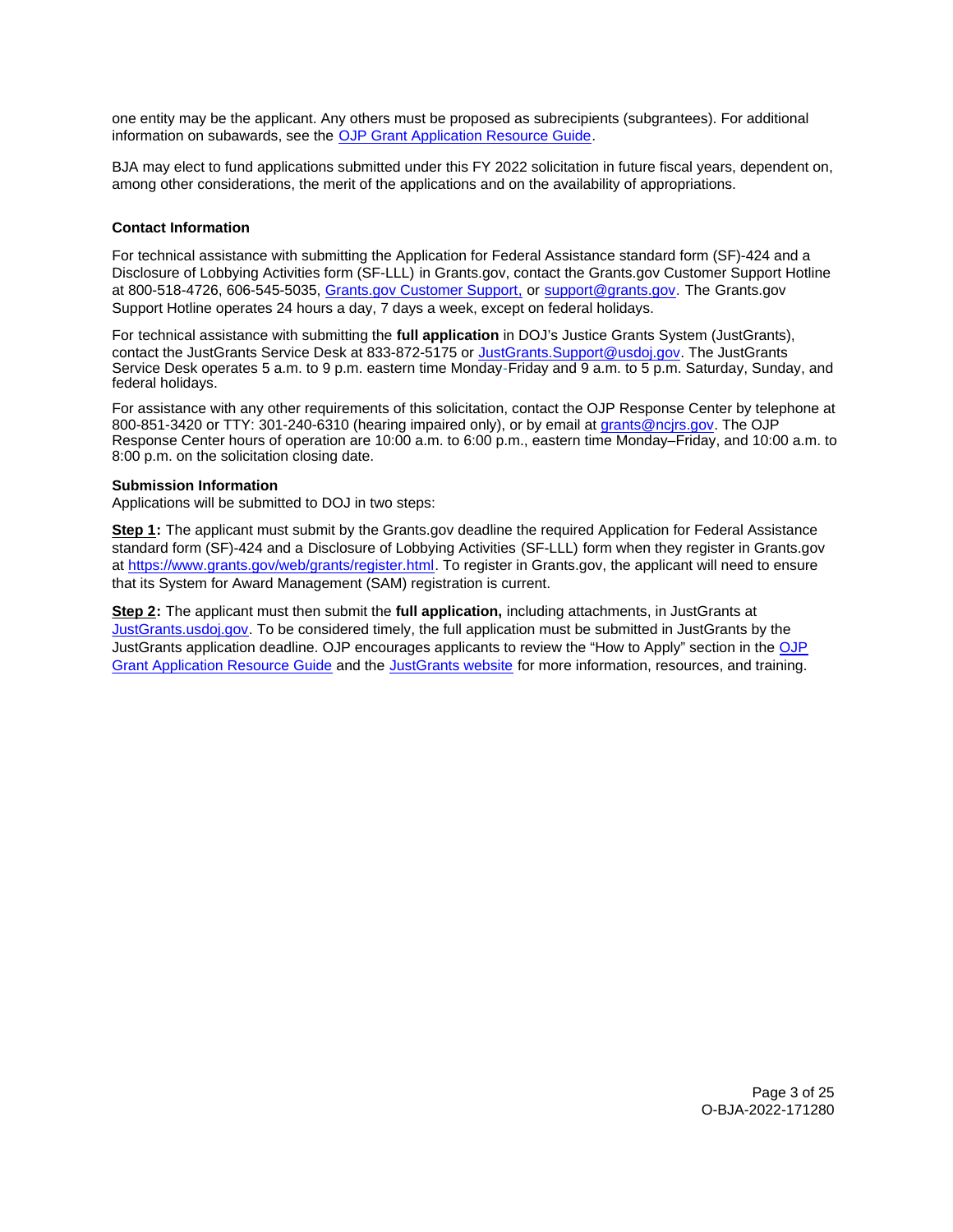one entity may be the applicant. Any others must be proposed as subrecipients (subgrantees). For additional information on subawards, see the [OJP Grant Application Resource Guide](https://www.ojp.gov/funding/apply/ojp-grant-application-resource-guide).

BJA may elect to fund applications submitted under this FY 2022 solicitation in future fiscal years, dependent on, among other considerations, the merit of the applications and on the availability of appropriations.

### Contact Information

For technical assistance with submitting the Application for Federal Assistance standard form (SF)-424 and a Disclosure of Lobbying Activities form (SF-LLL) in Grants.gov, contact the Grants.gov Customer Support Hotline at 800-518-4726, 606-545-5035, Grants.gov Customer Support, or support@grants.gov. The Grants.gov Support Hotline operates 24 hours a day, 7 days a week, except on federal holidays.

For technical assistance with submitting the **full application** in DOJ's Justice Grants System (JustGrants), contact the JustGrants Service Desk at 833-872-5175 or JustGrants.Support@usdoj.gov. The JustGrants Service Desk operates 5 a.m. to 9 p.m. eastern time Monday-Friday and 9 a.m. to 5 p.m. Saturday, Sunday, and federal holidays.

For assistance with any other requirements of this solicitation, contact the OJP Response Center by telephone at 800-851-3420 or TTY: 301-240-6310 (hearing impaired only), or by email at grants@ncjrs.gov. The OJP Response Center hours of operation are 10:00 a.m. to 6:00 p.m., eastern time Monday–Friday, and 10:00 a.m. to 8:00 p.m. on the solicitation closing date.

### Submission Information

Applications will be submitted to DOJ in two steps:

**Step 1:** The applicant must submit by the Grants.gov deadline the required Application for Federal Assistance standard form (SF)-424 and a Disclosure of Lobbying Activities (SF-LLL) form when they register in Grants.gov at https://www.grants.gov/web/grants/register.html. To register in Grants.gov, the applicant will need to ensure that its System for Award Management (SAM) registration is current.

**Step 2:** The applicant must then submit the **full application,** including attachments, in JustGrants at JustGrants.usdoj.gov. To be considered timely, the full application must be submitted in JustGrants by the JustGrants application deadline. OJP encourages applicants to review the "How to Apply" section in the OJP Grant Application Resource Guide and the JustGrants website for more information, resources, and training.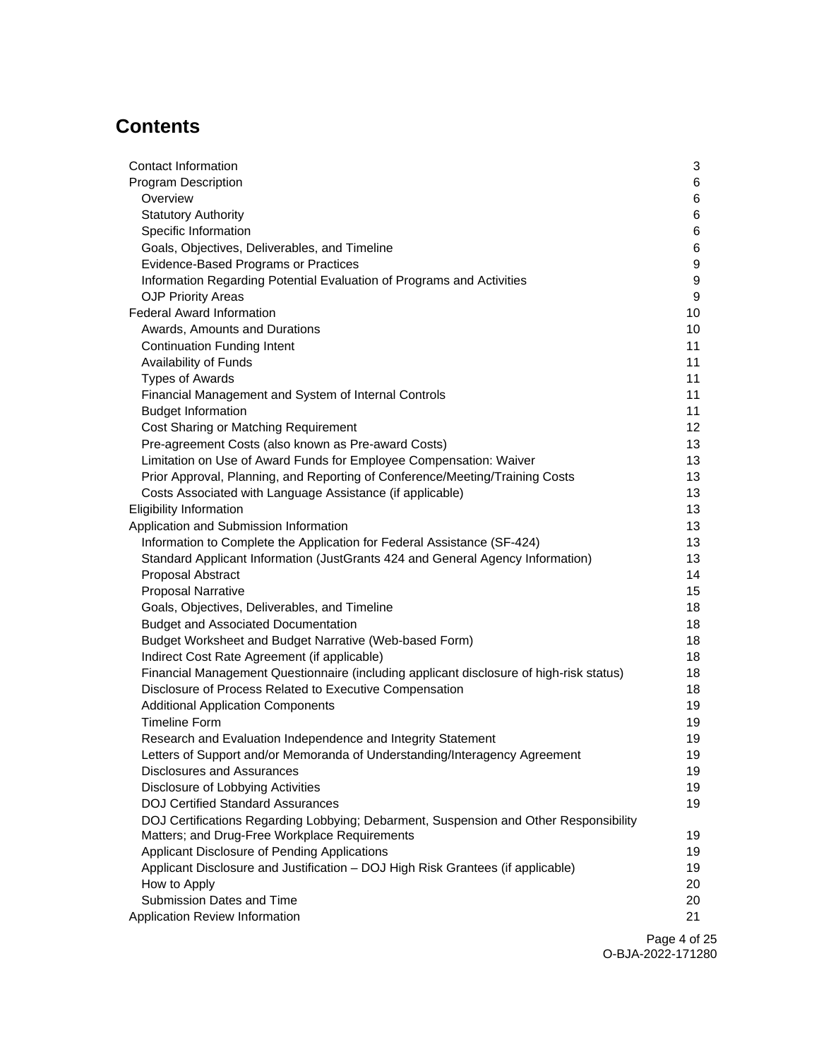# Contents

| | |
|---|---|
| Contact Information | 3 |
| Program Description | 6 |
| Overview | 6 |
| Statutory Authority | 6 |
| Specific Information | 6 |
| Goals, Objectives, Deliverables, and Timeline | 6 |
| Evidence-Based Programs or Practices | 9 |
| Information Regarding Potential Evaluation of Programs and Activities | 9 |
| OJP Priority Areas | 9 |
| Federal Award Information | 10 |
| Awards, Amounts and Durations | 10 |
| Continuation Funding Intent | 11 |
| Availability of Funds | 11 |
| Types of Awards | 11 |
| Financial Management and System of Internal Controls | 11 |
| Budget Information | 11 |
| Cost Sharing or Matching Requirement | 12 |
| Pre-agreement Costs (also known as Pre-award Costs) | 13 |
| Limitation on Use of Award Funds for Employee Compensation: Waiver | 13 |
| Prior Approval, Planning, and Reporting of Conference/Meeting/Training Costs | 13 |
| Costs Associated with Language Assistance (if applicable) | 13 |
| Eligibility Information | 13 |
| Application and Submission Information | 13 |
| Information to Complete the Application for Federal Assistance (SF-424) | 13 |
| Standard Applicant Information (JustGrants 424 and General Agency Information) | 13 |
| Proposal Abstract | 14 |
| Proposal Narrative | 15 |
| Goals, Objectives, Deliverables, and Timeline | 18 |
| Budget and Associated Documentation | 18 |
| Budget Worksheet and Budget Narrative (Web-based Form) | 18 |
| Indirect Cost Rate Agreement (if applicable) | 18 |
| Financial Management Questionnaire (including applicant disclosure of high-risk status) | 18 |
| Disclosure of Process Related to Executive Compensation | 18 |
| Additional Application Components | 19 |
| Timeline Form | 19 |
| Research and Evaluation Independence and Integrity Statement | 19 |
| Letters of Support and/or Memoranda of Understanding/Interagency Agreement | 19 |
| Disclosures and Assurances | 19 |
| Disclosure of Lobbying Activities | 19 |
| DOJ Certified Standard Assurances | 19 |
| DOJ Certifications Regarding Lobbying; Debarment, Suspension and Other Responsibility Matters; and Drug-Free Workplace Requirements | 19 |
| Applicant Disclosure of Pending Applications | 19 |
| Applicant Disclosure and Justification – DOJ High Risk Grantees (if applicable) | 19 |
| How to Apply | 20 |
| Submission Dates and Time | 20 |
| Application Review Information | 21 |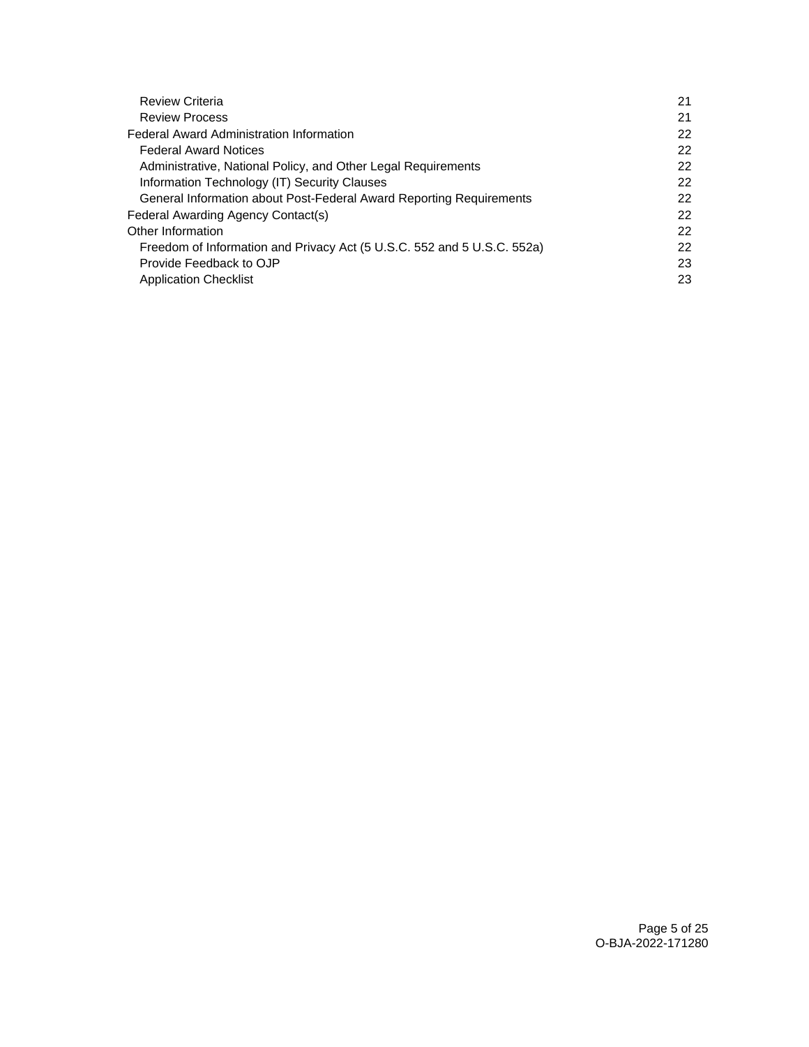| | |
|---|---|
| Review Criteria | 21 |
| Review Process | 21 |
| Federal Award Administration Information | 22 |
| Federal Award Notices | 22 |
| Administrative, National Policy, and Other Legal Requirements | 22 |
| Information Technology (IT) Security Clauses | 22 |
| General Information about Post-Federal Award Reporting Requirements | 22 |
| Federal Awarding Agency Contact(s) | 22 |
| Other Information | 22 |
| Freedom of Information and Privacy Act (5 U.S.C. 552 and 5 U.S.C. 552a) | 22 |
| Provide Feedback to OJP | 23 |
| Application Checklist | 23 |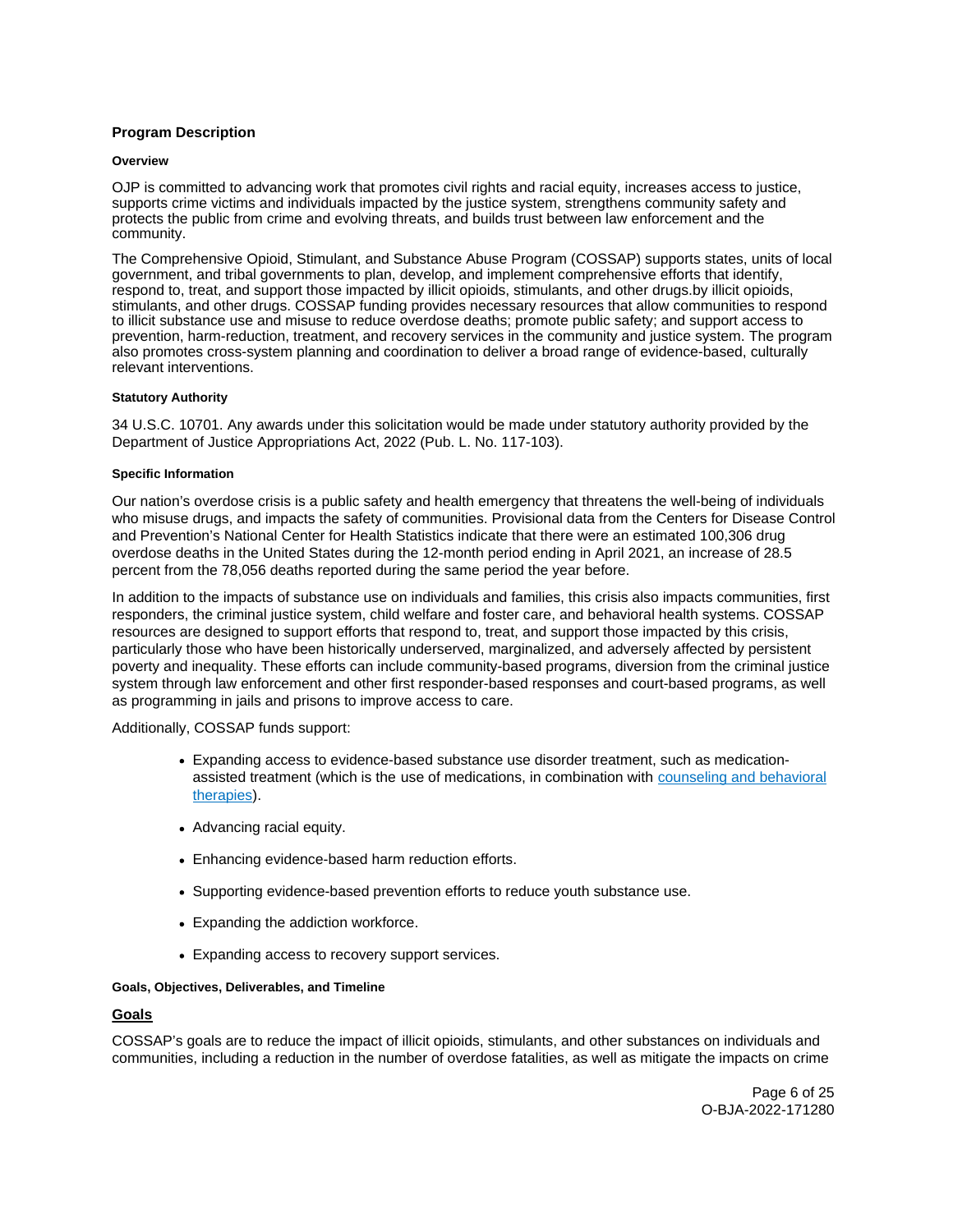## Program Description

### Overview

OJP is committed to advancing work that promotes civil rights and racial equity, increases access to justice, supports crime victims and individuals impacted by the justice system, strengthens community safety and protects the public from crime and evolving threats, and builds trust between law enforcement and the community.

The Comprehensive Opioid, Stimulant, and Substance Abuse Program (COSSAP) supports states, units of local government, and tribal governments to plan, develop, and implement comprehensive efforts that identify, respond to, treat, and support those impacted by illicit opioids, stimulants, and other drugs.by illicit opioids, stimulants, and other drugs. COSSAP funding provides necessary resources that allow communities to respond to illicit substance use and misuse to reduce overdose deaths; promote public safety; and support access to prevention, harm-reduction, treatment, and recovery services in the community and justice system. The program also promotes cross-system planning and coordination to deliver a broad range of evidence-based, culturally relevant interventions.

### Statutory Authority

34 U.S.C. 10701. Any awards under this solicitation would be made under statutory authority provided by the Department of Justice Appropriations Act, 2022 (Pub. L. No. 117-103).

### Specific Information

Our nation's overdose crisis is a public safety and health emergency that threatens the well-being of individuals who misuse drugs, and impacts the safety of communities. Provisional data from the Centers for Disease Control and Prevention's National Center for Health Statistics indicate that there were an estimated 100,306 drug overdose deaths in the United States during the 12-month period ending in April 2021, an increase of 28.5 percent from the 78,056 deaths reported during the same period the year before.

In addition to the impacts of substance use on individuals and families, this crisis also impacts communities, first responders, the criminal justice system, child welfare and foster care, and behavioral health systems. COSSAP resources are designed to support efforts that respond to, treat, and support those impacted by this crisis, particularly those who have been historically underserved, marginalized, and adversely affected by persistent poverty and inequality. These efforts can include community-based programs, diversion from the criminal justice system through law enforcement and other first responder-based responses and court-based programs, as well as programming in jails and prisons to improve access to care.

Additionally, COSSAP funds support:

- Expanding access to evidence-based substance use disorder treatment, such as medication-assisted treatment (which is the use of medications, in combination with counseling and behavioral therapies).
- Advancing racial equity.
- Enhancing evidence-based harm reduction efforts.
- Supporting evidence-based prevention efforts to reduce youth substance use.
- Expanding the addiction workforce.
- Expanding access to recovery support services.

### Goals, Objectives, Deliverables, and Timeline

**Goals**

COSSAP's goals are to reduce the impact of illicit opioids, stimulants, and other substances on individuals and communities, including a reduction in the number of overdose fatalities, as well as mitigate the impacts on crime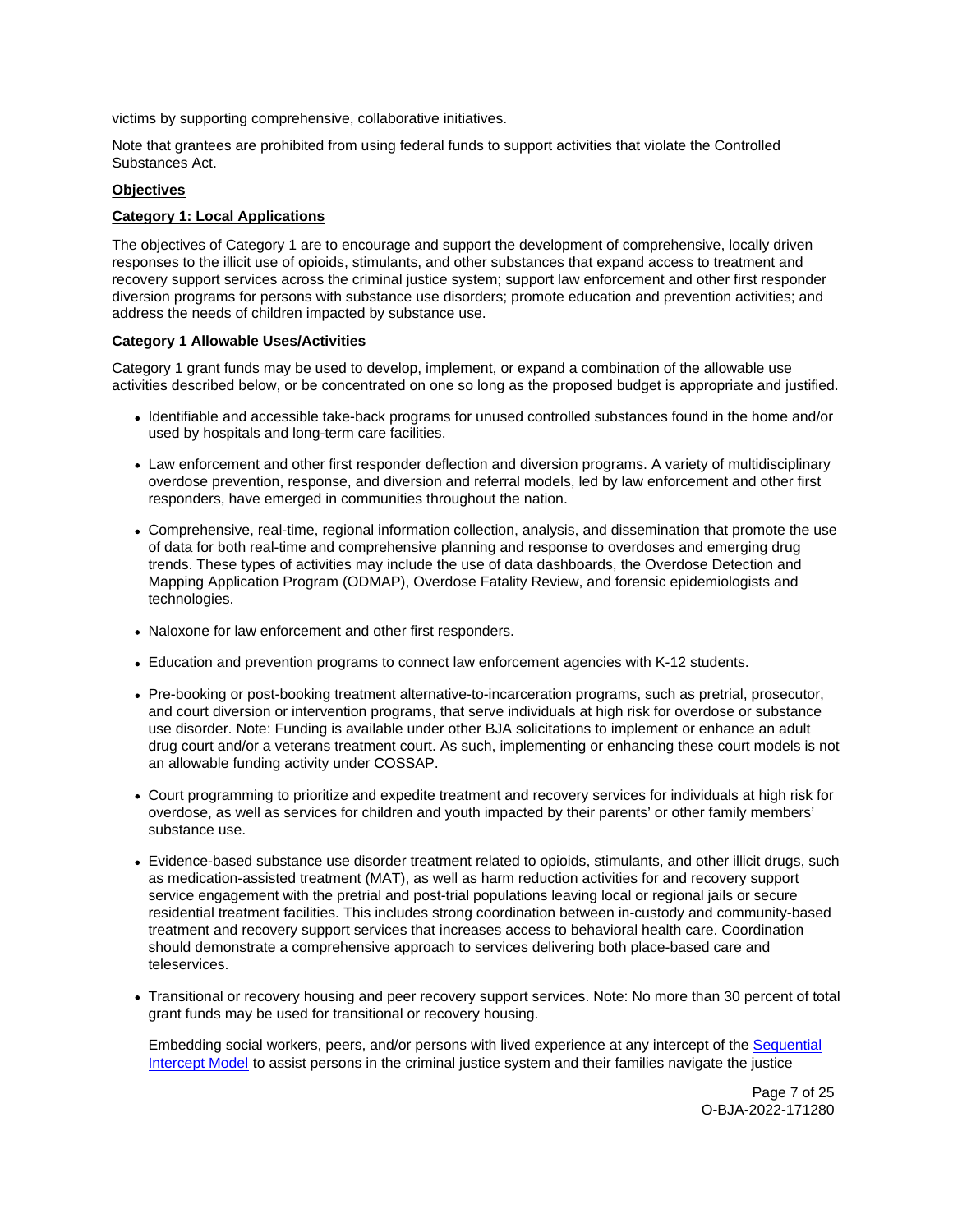victims by supporting comprehensive, collaborative initiatives.

Note that grantees are prohibited from using federal funds to support activities that violate the Controlled Substances Act.

**Objectives**

**Category 1: Local Applications**

The objectives of Category 1 are to encourage and support the development of comprehensive, locally driven responses to the illicit use of opioids, stimulants, and other substances that expand access to treatment and recovery support services across the criminal justice system; support law enforcement and other first responder diversion programs for persons with substance use disorders; promote education and prevention activities; and address the needs of children impacted by substance use.

**Category 1 Allowable Uses/Activities**

Category 1 grant funds may be used to develop, implement, or expand a combination of the allowable use activities described below, or be concentrated on one so long as the proposed budget is appropriate and justified.

- Identifiable and accessible take-back programs for unused controlled substances found in the home and/or used by hospitals and long-term care facilities.
- Law enforcement and other first responder deflection and diversion programs. A variety of multidisciplinary overdose prevention, response, and diversion and referral models, led by law enforcement and other first responders, have emerged in communities throughout the nation.
- Comprehensive, real-time, regional information collection, analysis, and dissemination that promote the use of data for both real-time and comprehensive planning and response to overdoses and emerging drug trends. These types of activities may include the use of data dashboards, the Overdose Detection and Mapping Application Program (ODMAP), Overdose Fatality Review, and forensic epidemiologists and technologies.
- Naloxone for law enforcement and other first responders.
- Education and prevention programs to connect law enforcement agencies with K-12 students.
- Pre-booking or post-booking treatment alternative-to-incarceration programs, such as pretrial, prosecutor, and court diversion or intervention programs, that serve individuals at high risk for overdose or substance use disorder. Note: Funding is available under other BJA solicitations to implement or enhance an adult drug court and/or a veterans treatment court. As such, implementing or enhancing these court models is not an allowable funding activity under COSSAP.
- Court programming to prioritize and expedite treatment and recovery services for individuals at high risk for overdose, as well as services for children and youth impacted by their parents' or other family members' substance use.
- Evidence-based substance use disorder treatment related to opioids, stimulants, and other illicit drugs, such as medication-assisted treatment (MAT), as well as harm reduction activities for and recovery support service engagement with the pretrial and post-trial populations leaving local or regional jails or secure residential treatment facilities. This includes strong coordination between in-custody and community-based treatment and recovery support services that increases access to behavioral health care. Coordination should demonstrate a comprehensive approach to services delivering both place-based care and teleservices.
- Transitional or recovery housing and peer recovery support services. Note: No more than 30 percent of total grant funds may be used for transitional or recovery housing.

  Embedding social workers, peers, and/or persons with lived experience at any intercept of the [Sequential Intercept Model] to assist persons in the criminal justice system and their families navigate the justice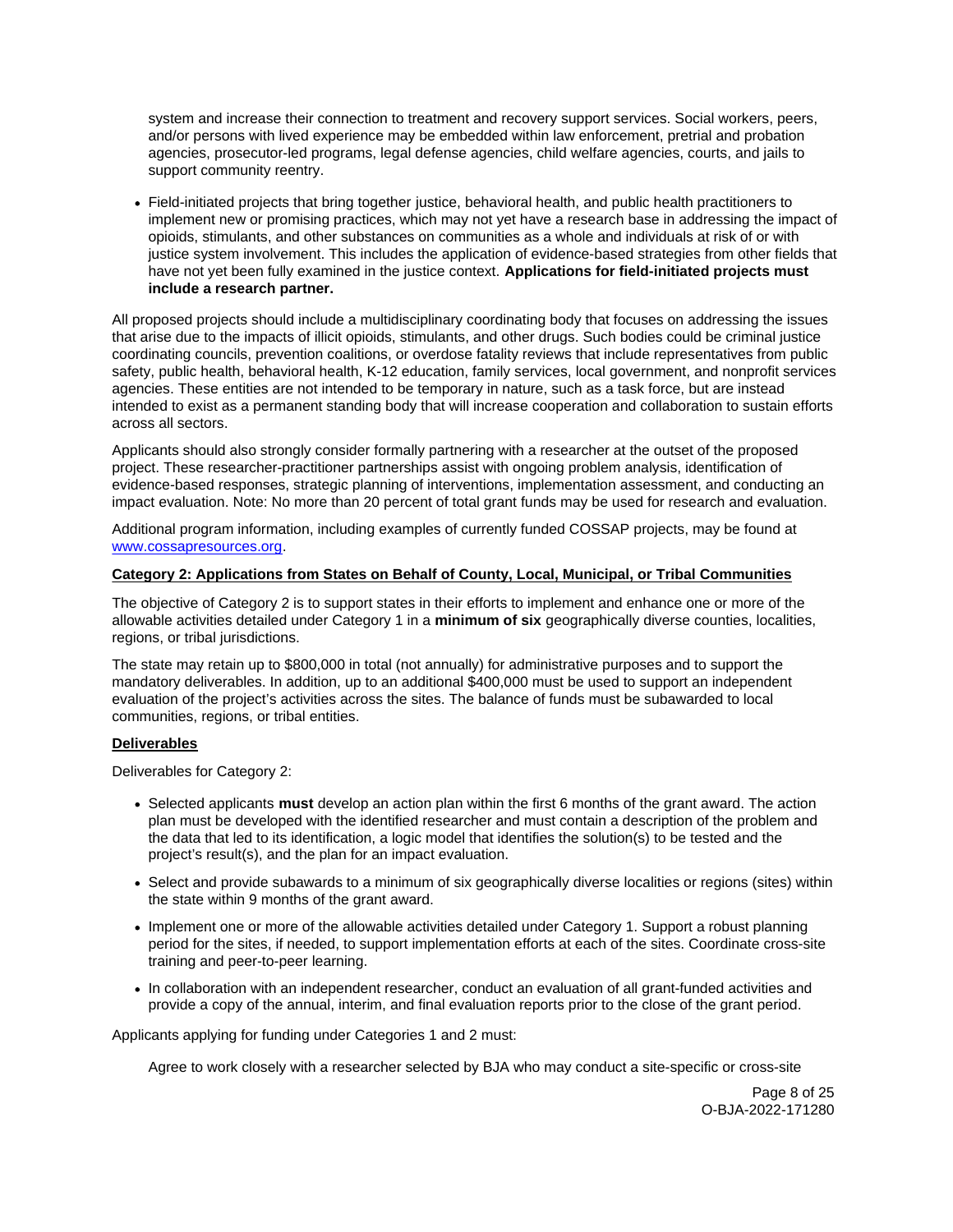system and increase their connection to treatment and recovery support services. Social workers, peers, and/or persons with lived experience may be embedded within law enforcement, pretrial and probation agencies, prosecutor-led programs, legal defense agencies, child welfare agencies, courts, and jails to support community reentry.

- Field-initiated projects that bring together justice, behavioral health, and public health practitioners to implement new or promising practices, which may not yet have a research base in addressing the impact of opioids, stimulants, and other substances on communities as a whole and individuals at risk of or with justice system involvement. This includes the application of evidence-based strategies from other fields that have not yet been fully examined in the justice context. **Applications for field-initiated projects must include a research partner.**

All proposed projects should include a multidisciplinary coordinating body that focuses on addressing the issues that arise due to the impacts of illicit opioids, stimulants, and other drugs. Such bodies could be criminal justice coordinating councils, prevention coalitions, or overdose fatality reviews that include representatives from public safety, public health, behavioral health, K-12 education, family services, local government, and nonprofit services agencies. These entities are not intended to be temporary in nature, such as a task force, but are instead intended to exist as a permanent standing body that will increase cooperation and collaboration to sustain efforts across all sectors.

Applicants should also strongly consider formally partnering with a researcher at the outset of the proposed project. These researcher-practitioner partnerships assist with ongoing problem analysis, identification of evidence-based responses, strategic planning of interventions, implementation assessment, and conducting an impact evaluation. Note: No more than 20 percent of total grant funds may be used for research and evaluation.

Additional program information, including examples of currently funded COSSAP projects, may be found at [www.cossapresources.org](www.cossapresources.org).

**Category 2: Applications from States on Behalf of County, Local, Municipal, or Tribal Communities**

The objective of Category 2 is to support states in their efforts to implement and enhance one or more of the allowable activities detailed under Category 1 in a **minimum of six** geographically diverse counties, localities, regions, or tribal jurisdictions.

The state may retain up to $800,000 in total (not annually) for administrative purposes and to support the mandatory deliverables. In addition, up to an additional $400,000 must be used to support an independent evaluation of the project's activities across the sites. The balance of funds must be subawarded to local communities, regions, or tribal entities.

**Deliverables**

Deliverables for Category 2:

- Selected applicants **must** develop an action plan within the first 6 months of the grant award. The action plan must be developed with the identified researcher and must contain a description of the problem and the data that led to its identification, a logic model that identifies the solution(s) to be tested and the project's result(s), and the plan for an impact evaluation.
- Select and provide subawards to a minimum of six geographically diverse localities or regions (sites) within the state within 9 months of the grant award.
- Implement one or more of the allowable activities detailed under Category 1. Support a robust planning period for the sites, if needed, to support implementation efforts at each of the sites. Coordinate cross-site training and peer-to-peer learning.
- In collaboration with an independent researcher, conduct an evaluation of all grant-funded activities and provide a copy of the annual, interim, and final evaluation reports prior to the close of the grant period.

Applicants applying for funding under Categories 1 and 2 must:

Agree to work closely with a researcher selected by BJA who may conduct a site-specific or cross-site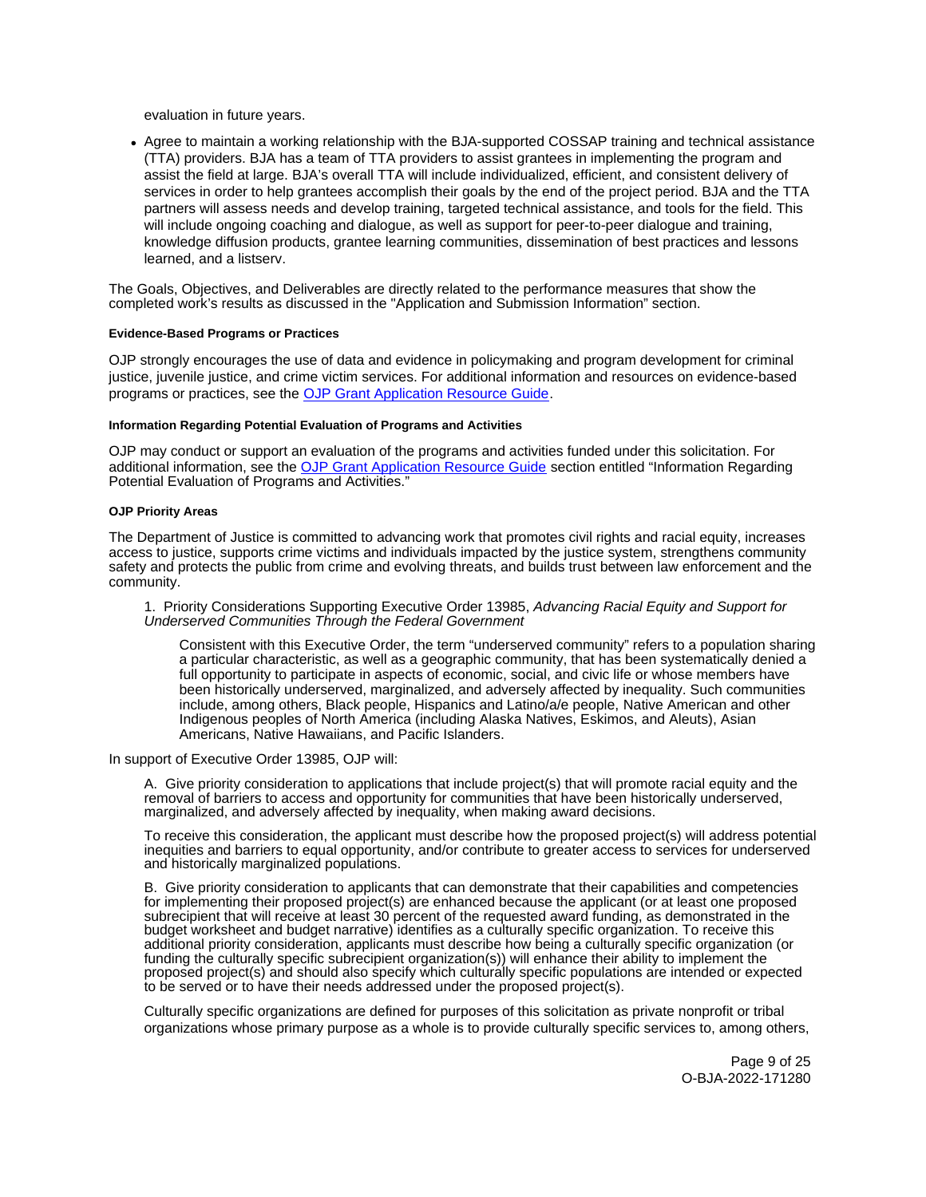evaluation in future years.

- Agree to maintain a working relationship with the BJA-supported COSSAP training and technical assistance (TTA) providers. BJA has a team of TTA providers to assist grantees in implementing the program and assist the field at large. BJA's overall TTA will include individualized, efficient, and consistent delivery of services in order to help grantees accomplish their goals by the end of the project period. BJA and the TTA partners will assess needs and develop training, targeted technical assistance, and tools for the field. This will include ongoing coaching and dialogue, as well as support for peer-to-peer dialogue and training, knowledge diffusion products, grantee learning communities, dissemination of best practices and lessons learned, and a listserv.

The Goals, Objectives, and Deliverables are directly related to the performance measures that show the completed work's results as discussed in the "Application and Submission Information" section.

#### Evidence-Based Programs or Practices

OJP strongly encourages the use of data and evidence in policymaking and program development for criminal justice, juvenile justice, and crime victim services. For additional information and resources on evidence-based programs or practices, see the [OJP Grant Application Resource Guide](#).

#### Information Regarding Potential Evaluation of Programs and Activities

OJP may conduct or support an evaluation of the programs and activities funded under this solicitation. For additional information, see the [OJP Grant Application Resource Guide](#) section entitled "Information Regarding Potential Evaluation of Programs and Activities."

#### OJP Priority Areas

The Department of Justice is committed to advancing work that promotes civil rights and racial equity, increases access to justice, supports crime victims and individuals impacted by the justice system, strengthens community safety and protects the public from crime and evolving threats, and builds trust between law enforcement and the community.

1. Priority Considerations Supporting Executive Order 13985, *Advancing Racial Equity and Support for Underserved Communities Through the Federal Government*

   Consistent with this Executive Order, the term "underserved community" refers to a population sharing a particular characteristic, as well as a geographic community, that has been systematically denied a full opportunity to participate in aspects of economic, social, and civic life or whose members have been historically underserved, marginalized, and adversely affected by inequality. Such communities include, among others, Black people, Hispanics and Latino/a/e people, Native American and other Indigenous peoples of North America (including Alaska Natives, Eskimos, and Aleuts), Asian Americans, Native Hawaiians, and Pacific Islanders.

In support of Executive Order 13985, OJP will:

A. Give priority consideration to applications that include project(s) that will promote racial equity and the removal of barriers to access and opportunity for communities that have been historically underserved, marginalized, and adversely affected by inequality, when making award decisions.

To receive this consideration, the applicant must describe how the proposed project(s) will address potential inequities and barriers to equal opportunity, and/or contribute to greater access to services for underserved and historically marginalized populations.

B. Give priority consideration to applicants that can demonstrate that their capabilities and competencies for implementing their proposed project(s) are enhanced because the applicant (or at least one proposed subrecipient that will receive at least 30 percent of the requested award funding, as demonstrated in the budget worksheet and budget narrative) identifies as a culturally specific organization. To receive this additional priority consideration, applicants must describe how being a culturally specific organization (or funding the culturally specific subrecipient organization(s)) will enhance their ability to implement the proposed project(s) and should also specify which culturally specific populations are intended or expected to be served or to have their needs addressed under the proposed project(s).

Culturally specific organizations are defined for purposes of this solicitation as private nonprofit or tribal organizations whose primary purpose as a whole is to provide culturally specific services to, among others,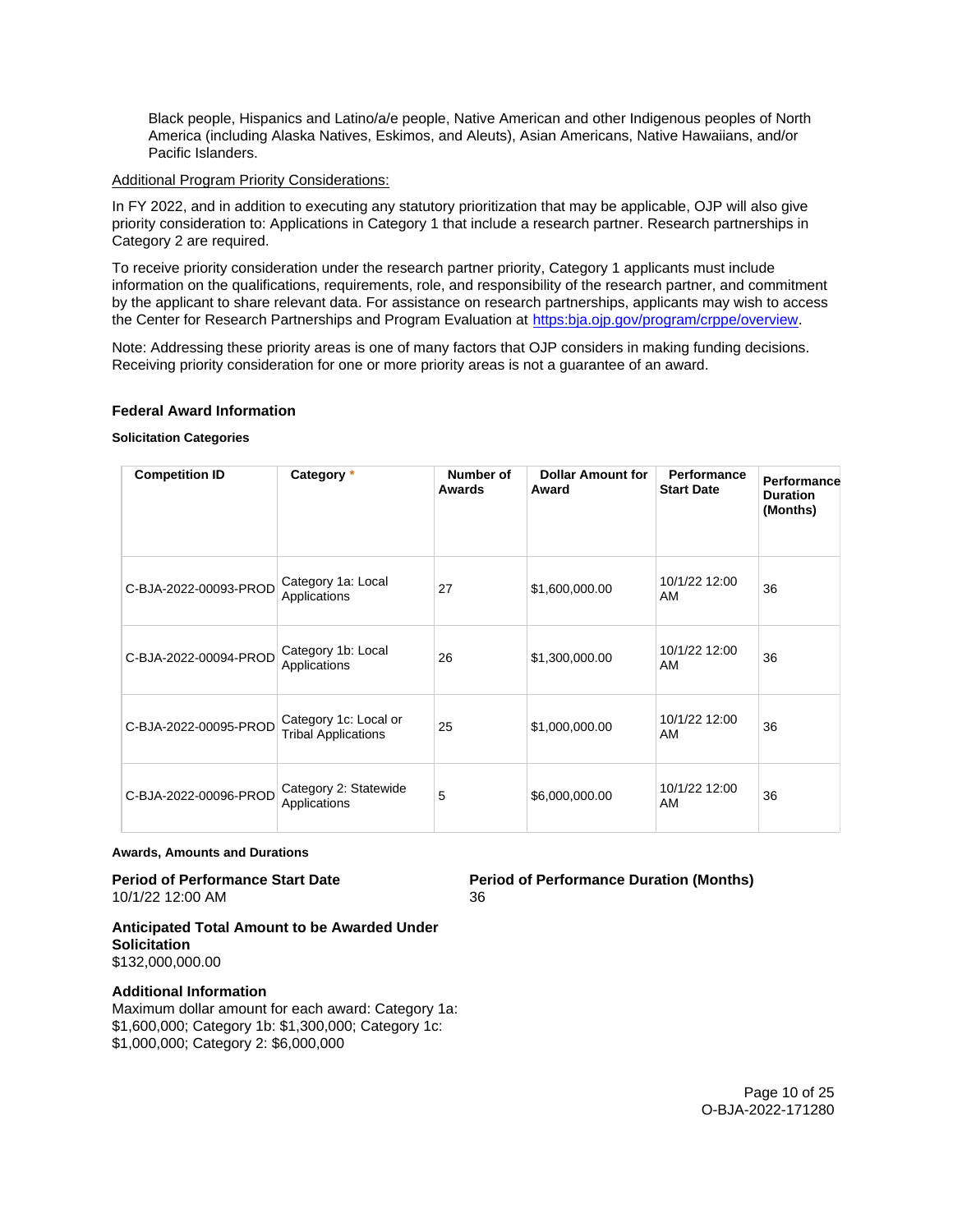Black people, Hispanics and Latino/a/e people, Native American and other Indigenous peoples of North America (including Alaska Natives, Eskimos, and Aleuts), Asian Americans, Native Hawaiians, and/or Pacific Islanders.

Additional Program Priority Considerations:

In FY 2022, and in addition to executing any statutory prioritization that may be applicable, OJP will also give priority consideration to: Applications in Category 1 that include a research partner. Research partnerships in Category 2 are required.

To receive priority consideration under the research partner priority, Category 1 applicants must include information on the qualifications, requirements, role, and responsibility of the research partner, and commitment by the applicant to share relevant data. For assistance on research partnerships, applicants may wish to access the Center for Research Partnerships and Program Evaluation at https:bja.ojp.gov/program/crppe/overview.

Note: Addressing these priority areas is one of many factors that OJP considers in making funding decisions. Receiving priority consideration for one or more priority areas is not a guarantee of an award.

### Federal Award Information

#### Solicitation Categories

| Competition ID | Category * | Number of Awards | Dollar Amount for Award | Performance Start Date | Performance Duration (Months) |
|---|---|---|---|---|---|
| C-BJA-2022-00093-PROD | Category 1a: Local Applications | 27 | $1,600,000.00 | 10/1/22 12:00 AM | 36 |
| C-BJA-2022-00094-PROD | Category 1b: Local Applications | 26 | $1,300,000.00 | 10/1/22 12:00 AM | 36 |
| C-BJA-2022-00095-PROD | Category 1c: Local or Tribal Applications | 25 | $1,000,000.00 | 10/1/22 12:00 AM | 36 |
| C-BJA-2022-00096-PROD | Category 2: Statewide Applications | 5 | $6,000,000.00 | 10/1/22 12:00 AM | 36 |

#### Awards, Amounts and Durations

**Period of Performance Start Date**
10/1/22 12:00 AM

**Period of Performance Duration (Months)**
36

**Anticipated Total Amount to be Awarded Under Solicitation**
$132,000,000.00

**Additional Information**
Maximum dollar amount for each award: Category 1a: $1,600,000; Category 1b: $1,300,000; Category 1c: $1,000,000; Category 2: $6,000,000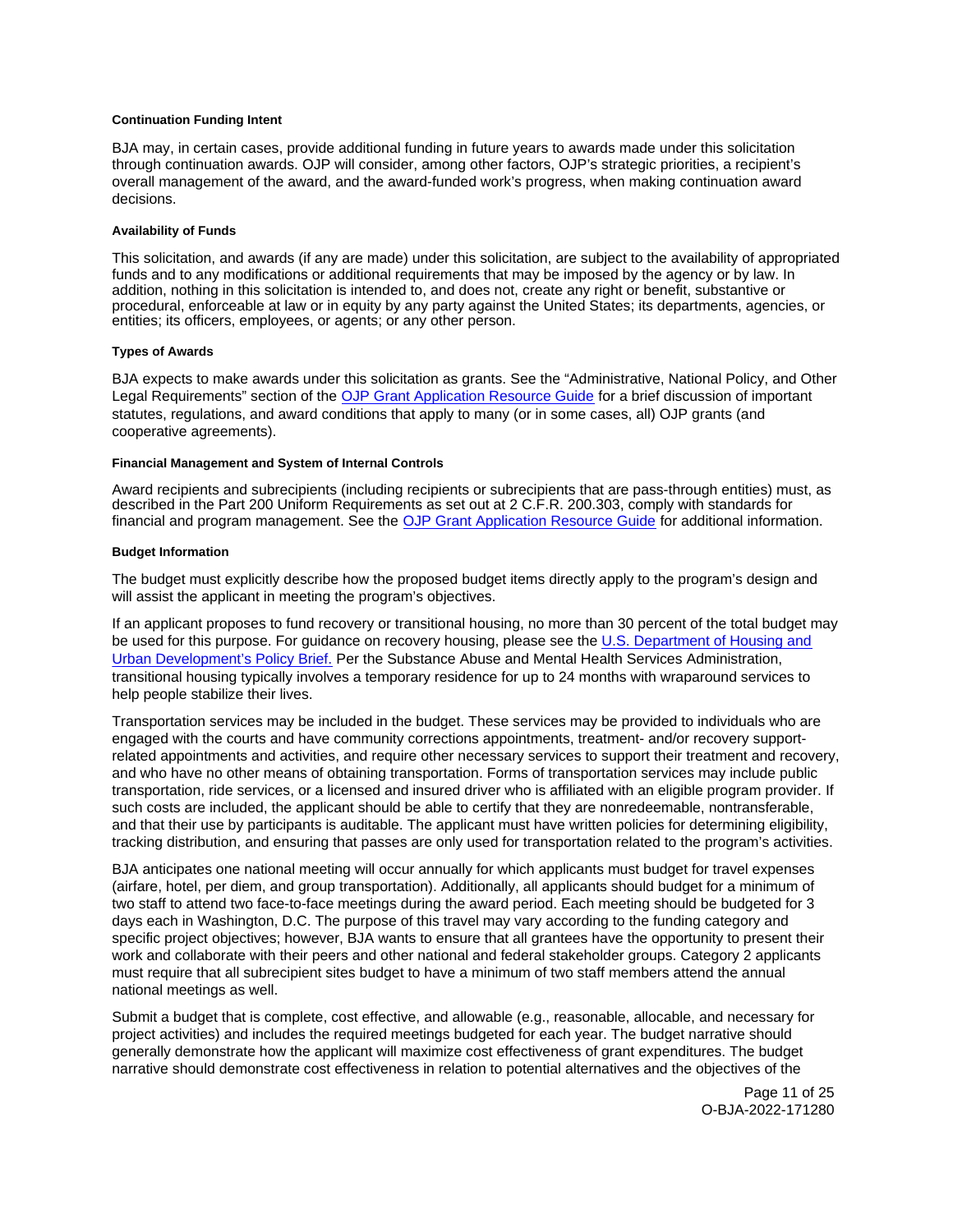#### Continuation Funding Intent

BJA may, in certain cases, provide additional funding in future years to awards made under this solicitation through continuation awards. OJP will consider, among other factors, OJP's strategic priorities, a recipient's overall management of the award, and the award-funded work's progress, when making continuation award decisions.

#### Availability of Funds

This solicitation, and awards (if any are made) under this solicitation, are subject to the availability of appropriated funds and to any modifications or additional requirements that may be imposed by the agency or by law. In addition, nothing in this solicitation is intended to, and does not, create any right or benefit, substantive or procedural, enforceable at law or in equity by any party against the United States; its departments, agencies, or entities; its officers, employees, or agents; or any other person.

#### Types of Awards

BJA expects to make awards under this solicitation as grants. See the "Administrative, National Policy, and Other Legal Requirements" section of the OJP Grant Application Resource Guide for a brief discussion of important statutes, regulations, and award conditions that apply to many (or in some cases, all) OJP grants (and cooperative agreements).

#### Financial Management and System of Internal Controls

Award recipients and subrecipients (including recipients or subrecipients that are pass-through entities) must, as described in the Part 200 Uniform Requirements as set out at 2 C.F.R. 200.303, comply with standards for financial and program management. See the OJP Grant Application Resource Guide for additional information.

#### Budget Information

The budget must explicitly describe how the proposed budget items directly apply to the program's design and will assist the applicant in meeting the program's objectives.

If an applicant proposes to fund recovery or transitional housing, no more than 30 percent of the total budget may be used for this purpose. For guidance on recovery housing, please see the U.S. Department of Housing and Urban Development's Policy Brief. Per the Substance Abuse and Mental Health Services Administration, transitional housing typically involves a temporary residence for up to 24 months with wraparound services to help people stabilize their lives.

Transportation services may be included in the budget. These services may be provided to individuals who are engaged with the courts and have community corrections appointments, treatment- and/or recovery support-related appointments and activities, and require other necessary services to support their treatment and recovery, and who have no other means of obtaining transportation. Forms of transportation services may include public transportation, ride services, or a licensed and insured driver who is affiliated with an eligible program provider. If such costs are included, the applicant should be able to certify that they are nonredeemable, nontransferable, and that their use by participants is auditable. The applicant must have written policies for determining eligibility, tracking distribution, and ensuring that passes are only used for transportation related to the program's activities.

BJA anticipates one national meeting will occur annually for which applicants must budget for travel expenses (airfare, hotel, per diem, and group transportation). Additionally, all applicants should budget for a minimum of two staff to attend two face-to-face meetings during the award period. Each meeting should be budgeted for 3 days each in Washington, D.C. The purpose of this travel may vary according to the funding category and specific project objectives; however, BJA wants to ensure that all grantees have the opportunity to present their work and collaborate with their peers and other national and federal stakeholder groups. Category 2 applicants must require that all subrecipient sites budget to have a minimum of two staff members attend the annual national meetings as well.

Submit a budget that is complete, cost effective, and allowable (e.g., reasonable, allocable, and necessary for project activities) and includes the required meetings budgeted for each year. The budget narrative should generally demonstrate how the applicant will maximize cost effectiveness of grant expenditures. The budget narrative should demonstrate cost effectiveness in relation to potential alternatives and the objectives of the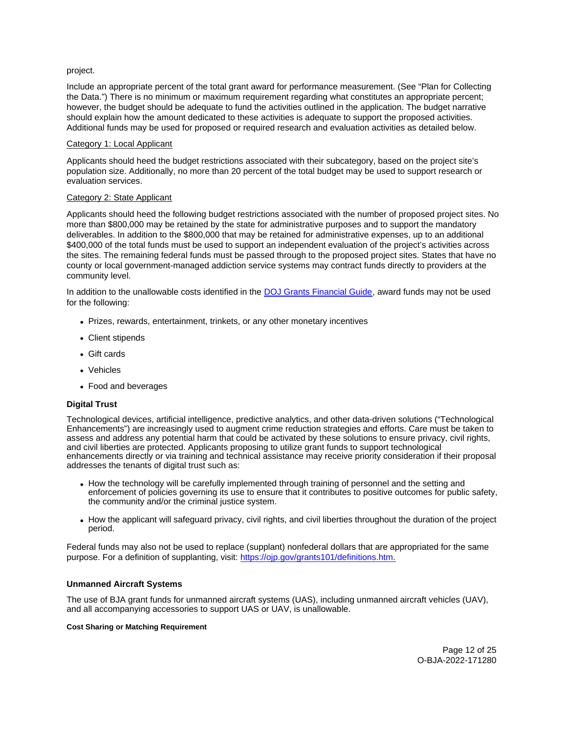project.

Include an appropriate percent of the total grant award for performance measurement. (See "Plan for Collecting the Data.") There is no minimum or maximum requirement regarding what constitutes an appropriate percent; however, the budget should be adequate to fund the activities outlined in the application. The budget narrative should explain how the amount dedicated to these activities is adequate to support the proposed activities. Additional funds may be used for proposed or required research and evaluation activities as detailed below.

Category 1: Local Applicant

Applicants should heed the budget restrictions associated with their subcategory, based on the project site's population size. Additionally, no more than 20 percent of the total budget may be used to support research or evaluation services.

Category 2: State Applicant

Applicants should heed the following budget restrictions associated with the number of proposed project sites. No more than $800,000 may be retained by the state for administrative purposes and to support the mandatory deliverables. In addition to the $800,000 that may be retained for administrative expenses, up to an additional $400,000 of the total funds must be used to support an independent evaluation of the project's activities across the sites. The remaining federal funds must be passed through to the proposed project sites. States that have no county or local government-managed addiction service systems may contract funds directly to providers at the community level.

In addition to the unallowable costs identified in the [DOJ Grants Financial Guide](), award funds may not be used for the following:

- Prizes, rewards, entertainment, trinkets, or any other monetary incentives
- Client stipends
- Gift cards
- Vehicles
- Food and beverages

**Digital Trust**

Technological devices, artificial intelligence, predictive analytics, and other data-driven solutions ("Technological Enhancements") are increasingly used to augment crime reduction strategies and efforts. Care must be taken to assess and address any potential harm that could be activated by these solutions to ensure privacy, civil rights, and civil liberties are protected. Applicants proposing to utilize grant funds to support technological enhancements directly or via training and technical assistance may receive priority consideration if their proposal addresses the tenants of digital trust such as:

- How the technology will be carefully implemented through training of personnel and the setting and enforcement of policies governing its use to ensure that it contributes to positive outcomes for public safety, the community and/or the criminal justice system.
- How the applicant will safeguard privacy, civil rights, and civil liberties throughout the duration of the project period.

Federal funds may also not be used to replace (supplant) nonfederal dollars that are appropriated for the same purpose. For a definition of supplanting, visit: [https://ojp.gov/grants101/definitions.htm.](https://ojp.gov/grants101/definitions.htm)

**Unmanned Aircraft Systems**

The use of BJA grant funds for unmanned aircraft systems (UAS), including unmanned aircraft vehicles (UAV), and all accompanying accessories to support UAS or UAV, is unallowable.

**Cost Sharing or Matching Requirement**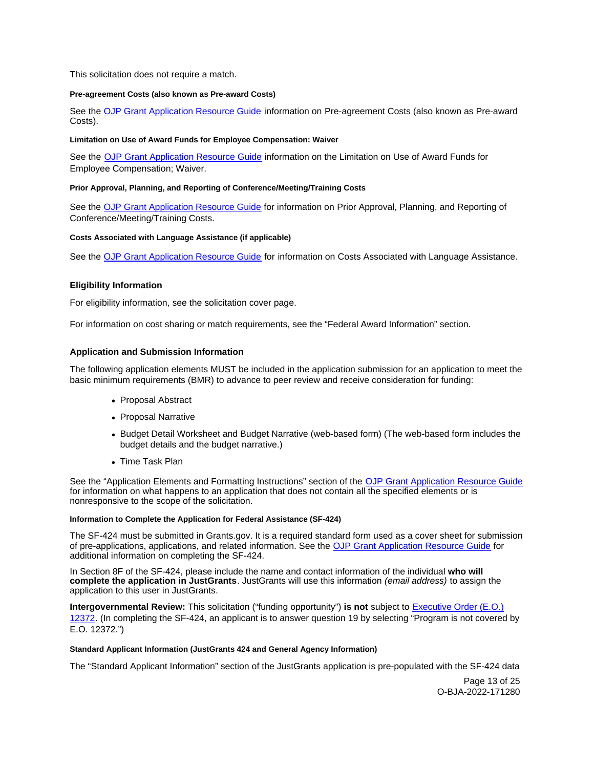This solicitation does not require a match.

#### Pre-agreement Costs (also known as Pre-award Costs)

See the OJP Grant Application Resource Guide information on Pre-agreement Costs (also known as Pre-award Costs).

#### Limitation on Use of Award Funds for Employee Compensation: Waiver

See the OJP Grant Application Resource Guide information on the Limitation on Use of Award Funds for Employee Compensation; Waiver.

#### Prior Approval, Planning, and Reporting of Conference/Meeting/Training Costs

See the OJP Grant Application Resource Guide for information on Prior Approval, Planning, and Reporting of Conference/Meeting/Training Costs.

#### Costs Associated with Language Assistance (if applicable)

See the OJP Grant Application Resource Guide for information on Costs Associated with Language Assistance.

### Eligibility Information

For eligibility information, see the solicitation cover page.

For information on cost sharing or match requirements, see the "Federal Award Information" section.

### Application and Submission Information

The following application elements MUST be included in the application submission for an application to meet the basic minimum requirements (BMR) to advance to peer review and receive consideration for funding:

- Proposal Abstract
- Proposal Narrative
- Budget Detail Worksheet and Budget Narrative (web-based form) (The web-based form includes the budget details and the budget narrative.)
- Time Task Plan

See the "Application Elements and Formatting Instructions" section of the OJP Grant Application Resource Guide for information on what happens to an application that does not contain all the specified elements or is nonresponsive to the scope of the solicitation.

#### Information to Complete the Application for Federal Assistance (SF-424)

The SF-424 must be submitted in Grants.gov. It is a required standard form used as a cover sheet for submission of pre-applications, applications, and related information. See the OJP Grant Application Resource Guide for additional information on completing the SF-424.

In Section 8F of the SF-424, please include the name and contact information of the individual **who will complete the application in JustGrants**. JustGrants will use this information *(email address)* to assign the application to this user in JustGrants.

**Intergovernmental Review:** This solicitation ("funding opportunity") **is not** subject to Executive Order (E.O.) 12372. (In completing the SF-424, an applicant is to answer question 19 by selecting "Program is not covered by E.O. 12372.")

#### Standard Applicant Information (JustGrants 424 and General Agency Information)

The "Standard Applicant Information" section of the JustGrants application is pre-populated with the SF-424 data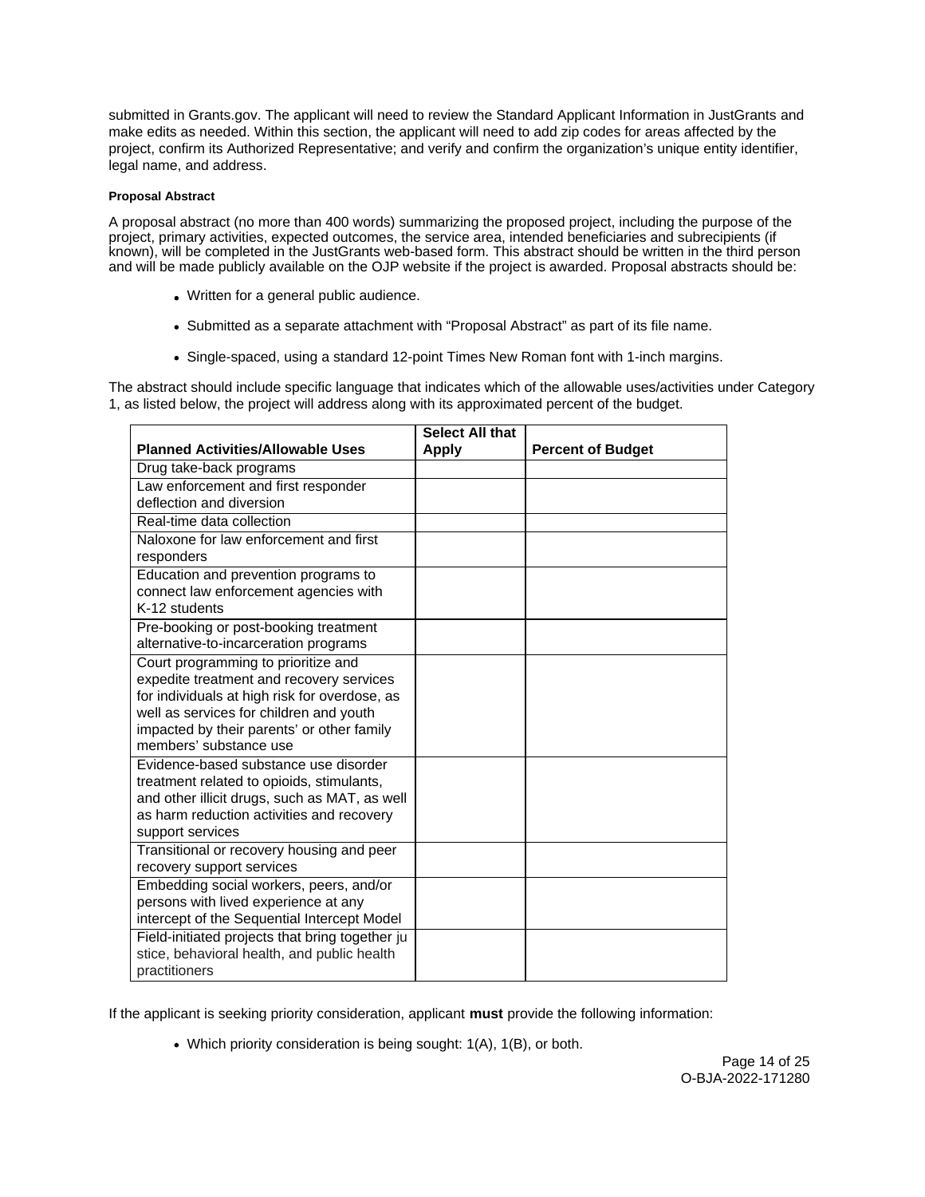submitted in Grants.gov. The applicant will need to review the Standard Applicant Information in JustGrants and make edits as needed. Within this section, the applicant will need to add zip codes for areas affected by the project, confirm its Authorized Representative; and verify and confirm the organization's unique entity identifier, legal name, and address.

#### Proposal Abstract

A proposal abstract (no more than 400 words) summarizing the proposed project, including the purpose of the project, primary activities, expected outcomes, the service area, intended beneficiaries and subrecipients (if known), will be completed in the JustGrants web-based form. This abstract should be written in the third person and will be made publicly available on the OJP website if the project is awarded. Proposal abstracts should be:

- Written for a general public audience.
- Submitted as a separate attachment with "Proposal Abstract" as part of its file name.
- Single-spaced, using a standard 12-point Times New Roman font with 1-inch margins.

The abstract should include specific language that indicates which of the allowable uses/activities under Category 1, as listed below, the project will address along with its approximated percent of the budget.

| Planned Activities/Allowable Uses | Select All that Apply | Percent of Budget |
|---|---|---|
| Drug take-back programs | | |
| Law enforcement and first responder deflection and diversion | | |
| Real-time data collection | | |
| Naloxone for law enforcement and first responders | | |
| Education and prevention programs to connect law enforcement agencies with K-12 students | | |
| Pre-booking or post-booking treatment alternative-to-incarceration programs | | |
| Court programming to prioritize and expedite treatment and recovery services for individuals at high risk for overdose, as well as services for children and youth impacted by their parents' or other family members' substance use | | |
| Evidence-based substance use disorder treatment related to opioids, stimulants, and other illicit drugs, such as MAT, as well as harm reduction activities and recovery support services | | |
| Transitional or recovery housing and peer recovery support services | | |
| Embedding social workers, peers, and/or persons with lived experience at any intercept of the Sequential Intercept Model | | |
| Field-initiated projects that bring together justice, behavioral health, and public health practitioners | | |

If the applicant is seeking priority consideration, applicant **must** provide the following information:

- Which priority consideration is being sought: 1(A), 1(B), or both.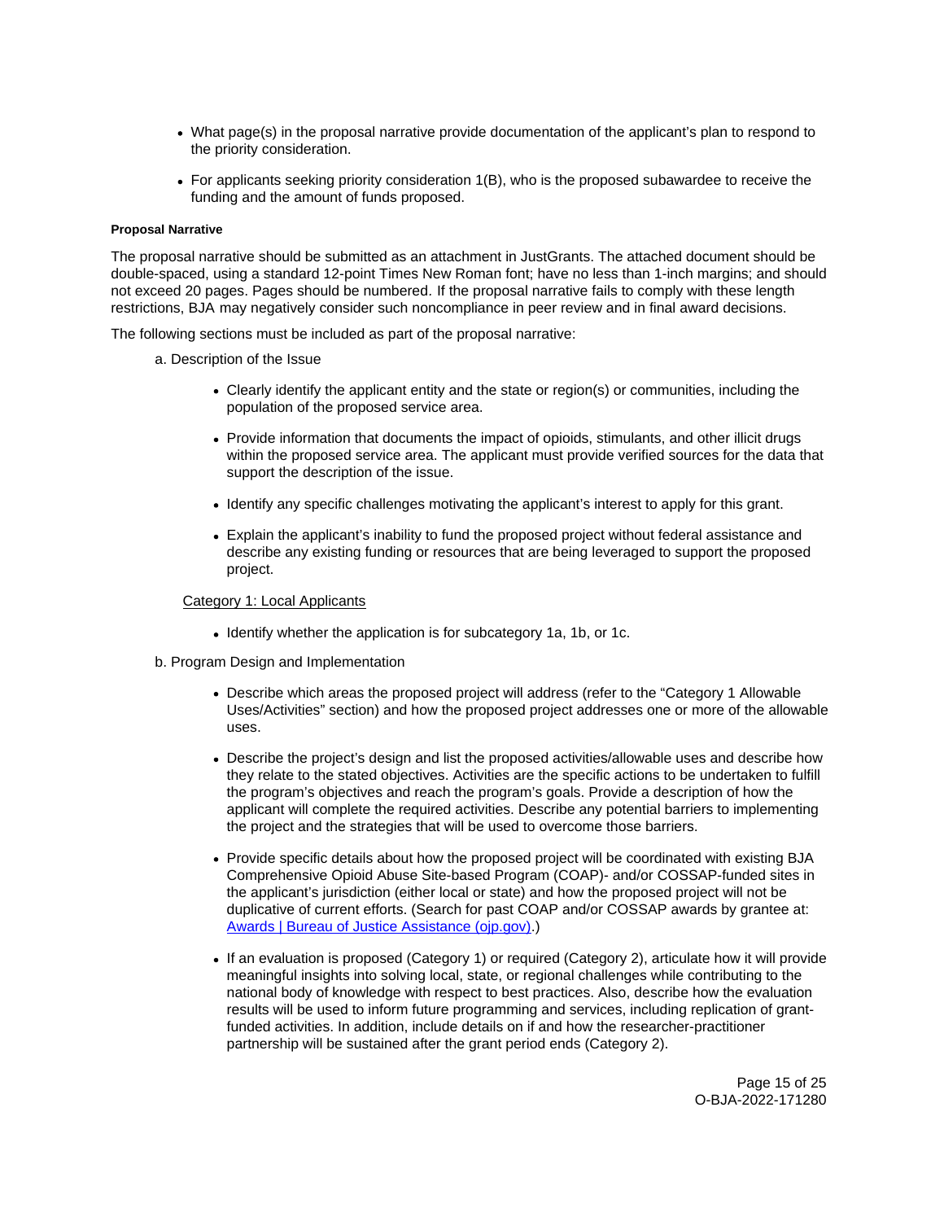- What page(s) in the proposal narrative provide documentation of the applicant's plan to respond to the priority consideration.
- For applicants seeking priority consideration 1(B), who is the proposed subawardee to receive the funding and the amount of funds proposed.

#### Proposal Narrative

The proposal narrative should be submitted as an attachment in JustGrants. The attached document should be double-spaced, using a standard 12-point Times New Roman font; have no less than 1-inch margins; and should not exceed 20 pages. Pages should be numbered. If the proposal narrative fails to comply with these length restrictions, BJA may negatively consider such noncompliance in peer review and in final award decisions.

The following sections must be included as part of the proposal narrative:

a. Description of the Issue

- Clearly identify the applicant entity and the state or region(s) or communities, including the population of the proposed service area.
- Provide information that documents the impact of opioids, stimulants, and other illicit drugs within the proposed service area. The applicant must provide verified sources for the data that support the description of the issue.
- Identify any specific challenges motivating the applicant's interest to apply for this grant.
- Explain the applicant's inability to fund the proposed project without federal assistance and describe any existing funding or resources that are being leveraged to support the proposed project.

Category 1: Local Applicants

- Identify whether the application is for subcategory 1a, 1b, or 1c.

b. Program Design and Implementation

- Describe which areas the proposed project will address (refer to the "Category 1 Allowable Uses/Activities" section) and how the proposed project addresses one or more of the allowable uses.
- Describe the project's design and list the proposed activities/allowable uses and describe how they relate to the stated objectives. Activities are the specific actions to be undertaken to fulfill the program's objectives and reach the program's goals. Provide a description of how the applicant will complete the required activities. Describe any potential barriers to implementing the project and the strategies that will be used to overcome those barriers.
- Provide specific details about how the proposed project will be coordinated with existing BJA Comprehensive Opioid Abuse Site-based Program (COAP)- and/or COSSAP-funded sites in the applicant's jurisdiction (either local or state) and how the proposed project will not be duplicative of current efforts. (Search for past COAP and/or COSSAP awards by grantee at: [Awards | Bureau of Justice Assistance (ojp.gov)](https://bja.ojp.gov/funding/awards/list).)
- If an evaluation is proposed (Category 1) or required (Category 2), articulate how it will provide meaningful insights into solving local, state, or regional challenges while contributing to the national body of knowledge with respect to best practices. Also, describe how the evaluation results will be used to inform future programming and services, including replication of grant-funded activities. In addition, include details on if and how the researcher-practitioner partnership will be sustained after the grant period ends (Category 2).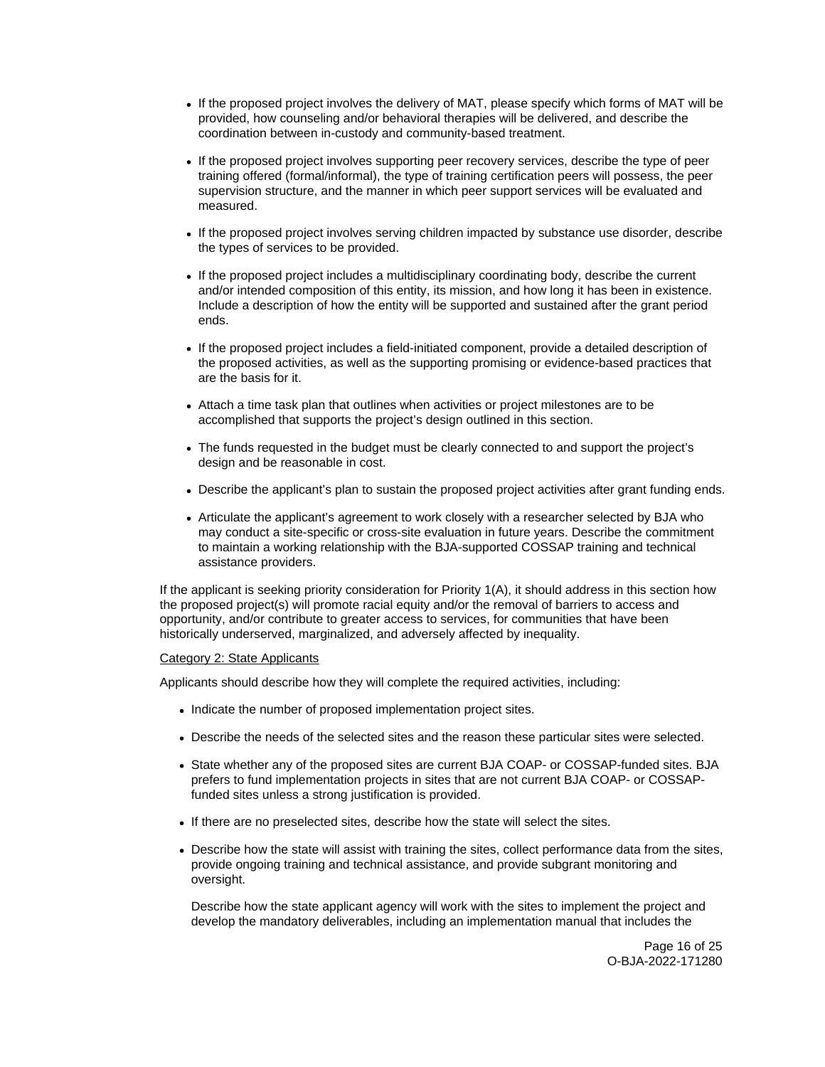- If the proposed project involves the delivery of MAT, please specify which forms of MAT will be provided, how counseling and/or behavioral therapies will be delivered, and describe the coordination between in-custody and community-based treatment.
- If the proposed project involves supporting peer recovery services, describe the type of peer training offered (formal/informal), the type of training certification peers will possess, the peer supervision structure, and the manner in which peer support services will be evaluated and measured.
- If the proposed project involves serving children impacted by substance use disorder, describe the types of services to be provided.
- If the proposed project includes a multidisciplinary coordinating body, describe the current and/or intended composition of this entity, its mission, and how long it has been in existence. Include a description of how the entity will be supported and sustained after the grant period ends.
- If the proposed project includes a field-initiated component, provide a detailed description of the proposed activities, as well as the supporting promising or evidence-based practices that are the basis for it.
- Attach a time task plan that outlines when activities or project milestones are to be accomplished that supports the project's design outlined in this section.
- The funds requested in the budget must be clearly connected to and support the project's design and be reasonable in cost.
- Describe the applicant's plan to sustain the proposed project activities after grant funding ends.
- Articulate the applicant's agreement to work closely with a researcher selected by BJA who may conduct a site-specific or cross-site evaluation in future years. Describe the commitment to maintain a working relationship with the BJA-supported COSSAP training and technical assistance providers.

If the applicant is seeking priority consideration for Priority 1(A), it should address in this section how the proposed project(s) will promote racial equity and/or the removal of barriers to access and opportunity, and/or contribute to greater access to services, for communities that have been historically underserved, marginalized, and adversely affected by inequality.

Category 2: State Applicants

Applicants should describe how they will complete the required activities, including:

- Indicate the number of proposed implementation project sites.
- Describe the needs of the selected sites and the reason these particular sites were selected.
- State whether any of the proposed sites are current BJA COAP- or COSSAP-funded sites. BJA prefers to fund implementation projects in sites that are not current BJA COAP- or COSSAP-funded sites unless a strong justification is provided.
- If there are no preselected sites, describe how the state will select the sites.
- Describe how the state will assist with training the sites, collect performance data from the sites, provide ongoing training and technical assistance, and provide subgrant monitoring and oversight.

  Describe how the state applicant agency will work with the sites to implement the project and develop the mandatory deliverables, including an implementation manual that includes the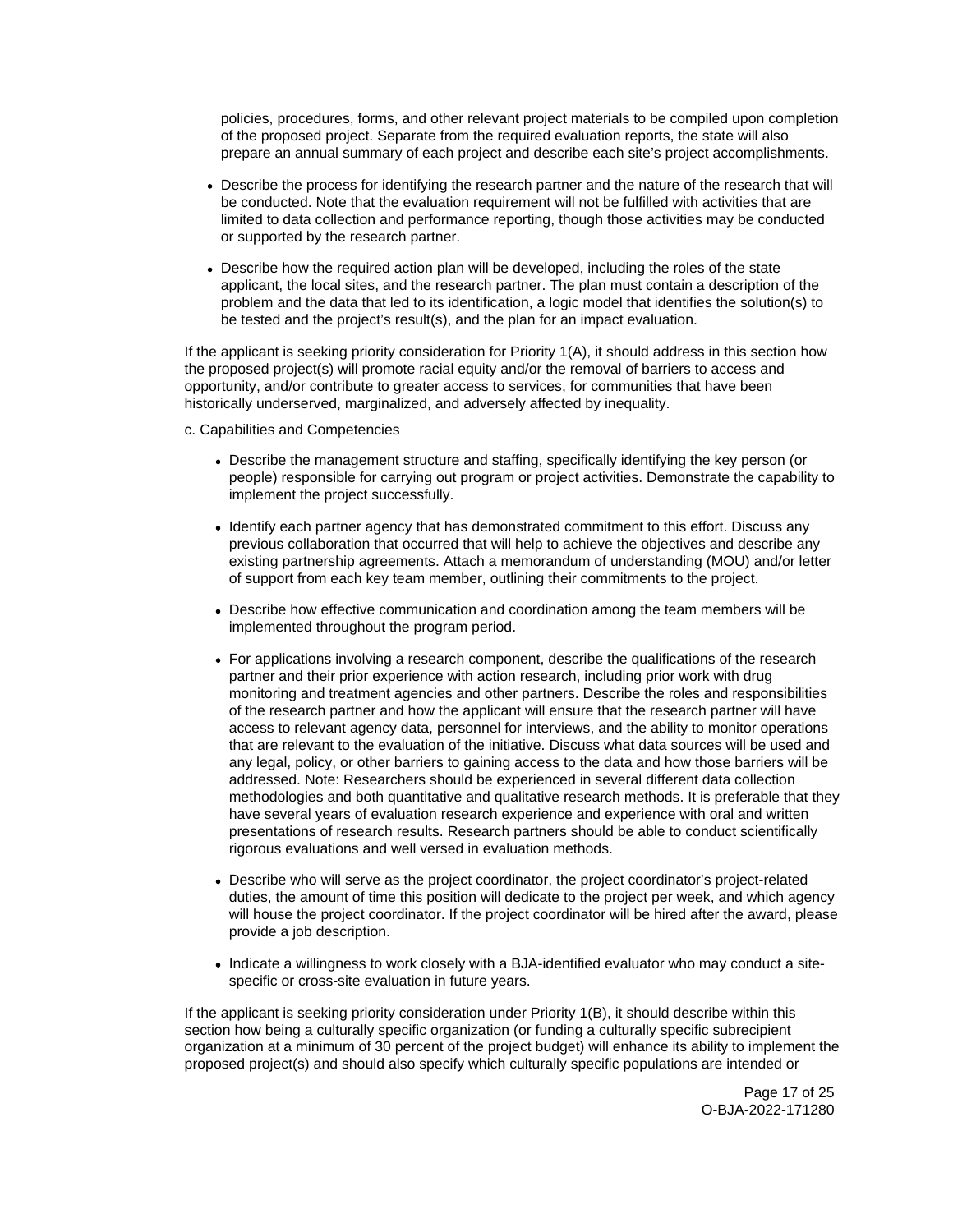policies, procedures, forms, and other relevant project materials to be compiled upon completion of the proposed project. Separate from the required evaluation reports, the state will also prepare an annual summary of each project and describe each site's project accomplishments.

- Describe the process for identifying the research partner and the nature of the research that will be conducted. Note that the evaluation requirement will not be fulfilled with activities that are limited to data collection and performance reporting, though those activities may be conducted or supported by the research partner.
- Describe how the required action plan will be developed, including the roles of the state applicant, the local sites, and the research partner. The plan must contain a description of the problem and the data that led to its identification, a logic model that identifies the solution(s) to be tested and the project's result(s), and the plan for an impact evaluation.

If the applicant is seeking priority consideration for Priority 1(A), it should address in this section how the proposed project(s) will promote racial equity and/or the removal of barriers to access and opportunity, and/or contribute to greater access to services, for communities that have been historically underserved, marginalized, and adversely affected by inequality.

c. Capabilities and Competencies

- Describe the management structure and staffing, specifically identifying the key person (or people) responsible for carrying out program or project activities. Demonstrate the capability to implement the project successfully.
- Identify each partner agency that has demonstrated commitment to this effort. Discuss any previous collaboration that occurred that will help to achieve the objectives and describe any existing partnership agreements. Attach a memorandum of understanding (MOU) and/or letter of support from each key team member, outlining their commitments to the project.
- Describe how effective communication and coordination among the team members will be implemented throughout the program period.
- For applications involving a research component, describe the qualifications of the research partner and their prior experience with action research, including prior work with drug monitoring and treatment agencies and other partners. Describe the roles and responsibilities of the research partner and how the applicant will ensure that the research partner will have access to relevant agency data, personnel for interviews, and the ability to monitor operations that are relevant to the evaluation of the initiative. Discuss what data sources will be used and any legal, policy, or other barriers to gaining access to the data and how those barriers will be addressed. Note: Researchers should be experienced in several different data collection methodologies and both quantitative and qualitative research methods. It is preferable that they have several years of evaluation research experience and experience with oral and written presentations of research results. Research partners should be able to conduct scientifically rigorous evaluations and well versed in evaluation methods.
- Describe who will serve as the project coordinator, the project coordinator's project-related duties, the amount of time this position will dedicate to the project per week, and which agency will house the project coordinator. If the project coordinator will be hired after the award, please provide a job description.
- Indicate a willingness to work closely with a BJA-identified evaluator who may conduct a site-specific or cross-site evaluation in future years.

If the applicant is seeking priority consideration under Priority 1(B), it should describe within this section how being a culturally specific organization (or funding a culturally specific subrecipient organization at a minimum of 30 percent of the project budget) will enhance its ability to implement the proposed project(s) and should also specify which culturally specific populations are intended or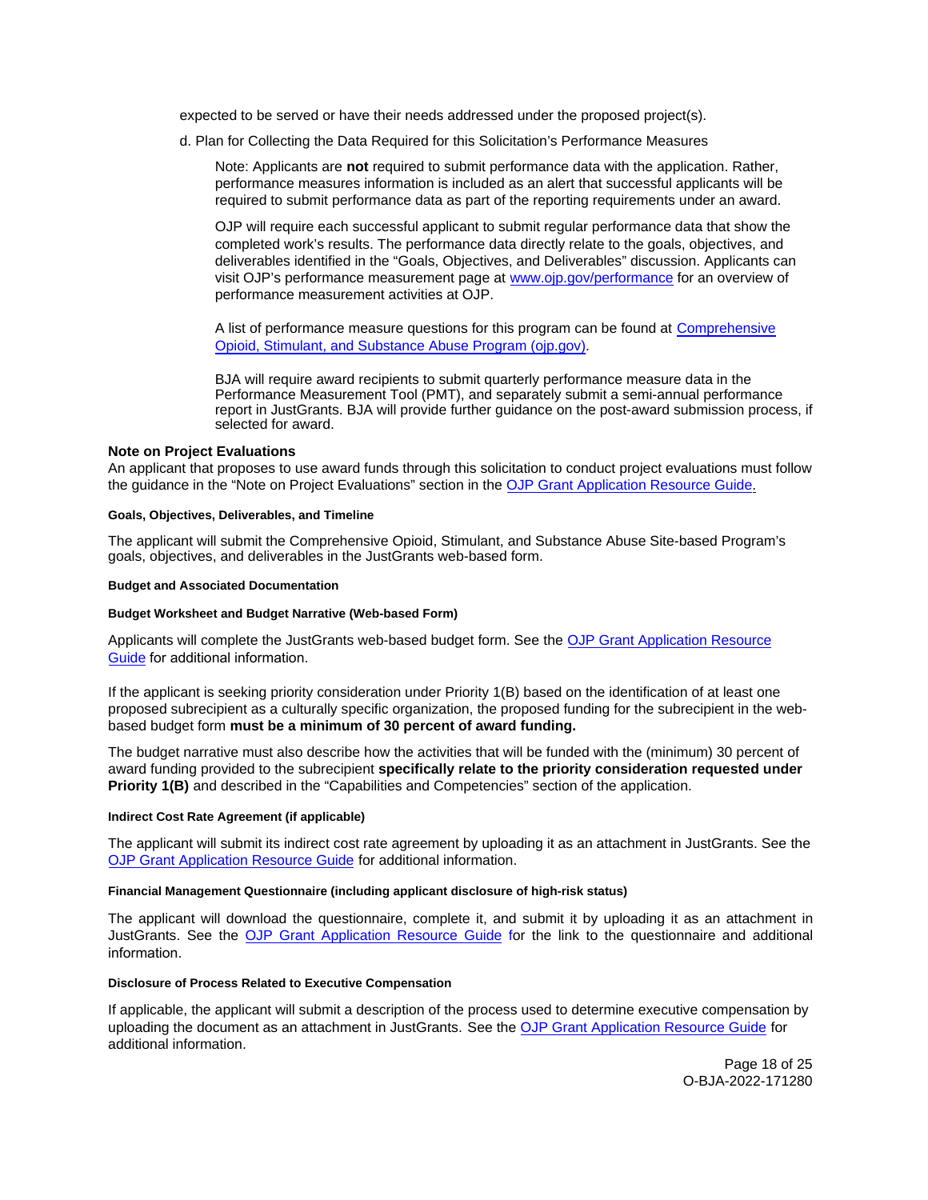expected to be served or have their needs addressed under the proposed project(s).

d. Plan for Collecting the Data Required for this Solicitation's Performance Measures

Note: Applicants are **not** required to submit performance data with the application. Rather, performance measures information is included as an alert that successful applicants will be required to submit performance data as part of the reporting requirements under an award.

OJP will require each successful applicant to submit regular performance data that show the completed work's results. The performance data directly relate to the goals, objectives, and deliverables identified in the "Goals, Objectives, and Deliverables" discussion. Applicants can visit OJP's performance measurement page at [www.ojp.gov/performance](www.ojp.gov/performance) for an overview of performance measurement activities at OJP.

A list of performance measure questions for this program can be found at [Comprehensive Opioid, Stimulant, and Substance Abuse Program (ojp.gov)](Comprehensive Opioid, Stimulant, and Substance Abuse Program (ojp.gov)).

BJA will require award recipients to submit quarterly performance measure data in the Performance Measurement Tool (PMT), and separately submit a semi-annual performance report in JustGrants. BJA will provide further guidance on the post-award submission process, if selected for award.

### Note on Project Evaluations

An applicant that proposes to use award funds through this solicitation to conduct project evaluations must follow the guidance in the "Note on Project Evaluations" section in the OJP Grant Application Resource Guide.

#### Goals, Objectives, Deliverables, and Timeline

The applicant will submit the Comprehensive Opioid, Stimulant, and Substance Abuse Site-based Program's goals, objectives, and deliverables in the JustGrants web-based form.

#### Budget and Associated Documentation

#### Budget Worksheet and Budget Narrative (Web-based Form)

Applicants will complete the JustGrants web-based budget form. See the OJP Grant Application Resource Guide for additional information.

If the applicant is seeking priority consideration under Priority 1(B) based on the identification of at least one proposed subrecipient as a culturally specific organization, the proposed funding for the subrecipient in the web-based budget form **must be a minimum of 30 percent of award funding.**

The budget narrative must also describe how the activities that will be funded with the (minimum) 30 percent of award funding provided to the subrecipient **specifically relate to the priority consideration requested under Priority 1(B)** and described in the "Capabilities and Competencies" section of the application.

#### Indirect Cost Rate Agreement (if applicable)

The applicant will submit its indirect cost rate agreement by uploading it as an attachment in JustGrants. See the OJP Grant Application Resource Guide for additional information.

#### Financial Management Questionnaire (including applicant disclosure of high-risk status)

The applicant will download the questionnaire, complete it, and submit it by uploading it as an attachment in JustGrants. See the OJP Grant Application Resource Guide for the link to the questionnaire and additional information.

#### Disclosure of Process Related to Executive Compensation

If applicable, the applicant will submit a description of the process used to determine executive compensation by uploading the document as an attachment in JustGrants. See the OJP Grant Application Resource Guide for additional information.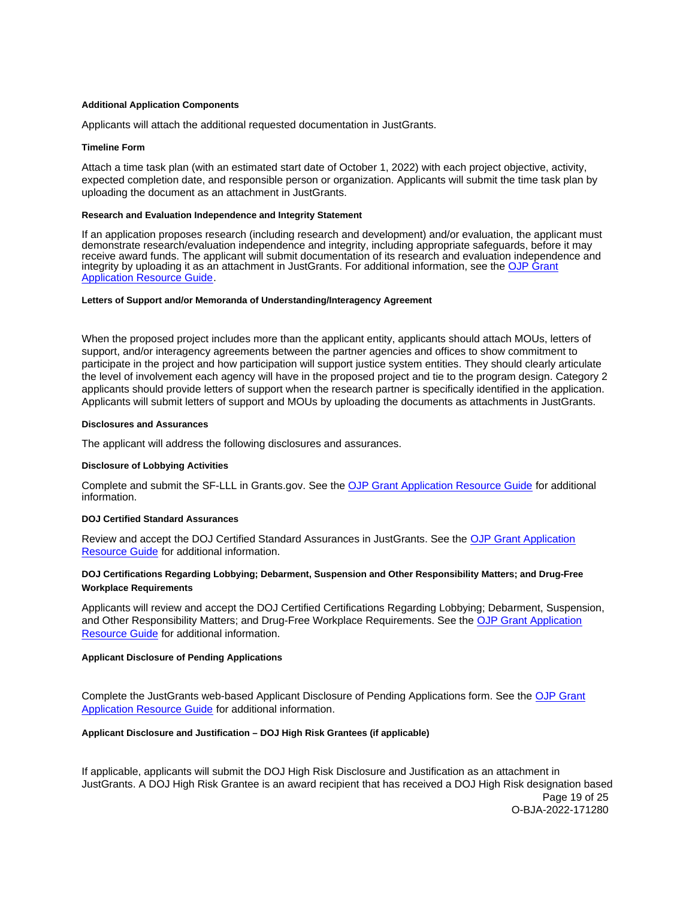#### Additional Application Components

Applicants will attach the additional requested documentation in JustGrants.

#### Timeline Form

Attach a time task plan (with an estimated start date of October 1, 2022) with each project objective, activity, expected completion date, and responsible person or organization. Applicants will submit the time task plan by uploading the document as an attachment in JustGrants.

#### Research and Evaluation Independence and Integrity Statement

If an application proposes research (including research and development) and/or evaluation, the applicant must demonstrate research/evaluation independence and integrity, including appropriate safeguards, before it may receive award funds. The applicant will submit documentation of its research and evaluation independence and integrity by uploading it as an attachment in JustGrants. For additional information, see the OJP Grant Application Resource Guide.

#### Letters of Support and/or Memoranda of Understanding/Interagency Agreement

When the proposed project includes more than the applicant entity, applicants should attach MOUs, letters of support, and/or interagency agreements between the partner agencies and offices to show commitment to participate in the project and how participation will support justice system entities. They should clearly articulate the level of involvement each agency will have in the proposed project and tie to the program design. Category 2 applicants should provide letters of support when the research partner is specifically identified in the application. Applicants will submit letters of support and MOUs by uploading the documents as attachments in JustGrants.

#### Disclosures and Assurances

The applicant will address the following disclosures and assurances.

#### Disclosure of Lobbying Activities

Complete and submit the SF-LLL in Grants.gov. See the OJP Grant Application Resource Guide for additional information.

#### DOJ Certified Standard Assurances

Review and accept the DOJ Certified Standard Assurances in JustGrants. See the OJP Grant Application Resource Guide for additional information.

#### DOJ Certifications Regarding Lobbying; Debarment, Suspension and Other Responsibility Matters; and Drug-Free Workplace Requirements

Applicants will review and accept the DOJ Certified Certifications Regarding Lobbying; Debarment, Suspension, and Other Responsibility Matters; and Drug-Free Workplace Requirements. See the OJP Grant Application Resource Guide for additional information.

#### Applicant Disclosure of Pending Applications

Complete the JustGrants web-based Applicant Disclosure of Pending Applications form. See the OJP Grant Application Resource Guide for additional information.

#### Applicant Disclosure and Justification – DOJ High Risk Grantees (if applicable)

If applicable, applicants will submit the DOJ High Risk Disclosure and Justification as an attachment in JustGrants. A DOJ High Risk Grantee is an award recipient that has received a DOJ High Risk designation based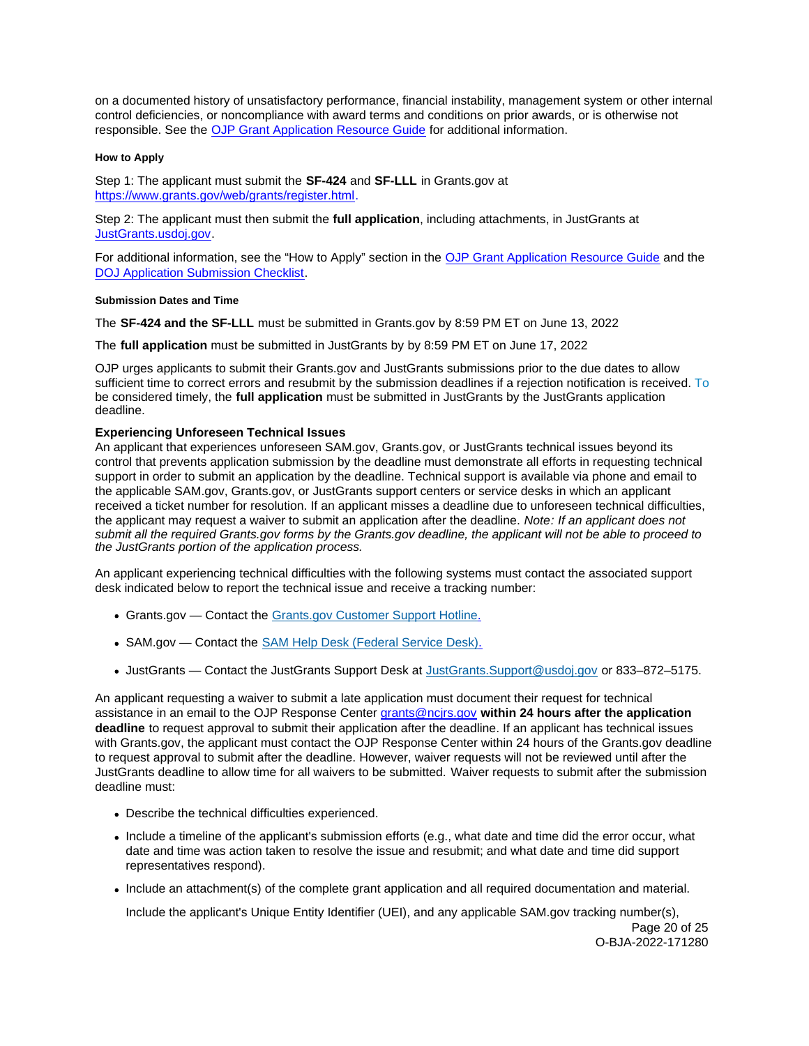on a documented history of unsatisfactory performance, financial instability, management system or other internal control deficiencies, or noncompliance with award terms and conditions on prior awards, or is otherwise not responsible. See the OJP Grant Application Resource Guide for additional information.

#### How to Apply

Step 1: The applicant must submit the **SF-424** and **SF-LLL** in Grants.gov at https://www.grants.gov/web/grants/register.html.

Step 2: The applicant must then submit the **full application**, including attachments, in JustGrants at JustGrants.usdoj.gov.

For additional information, see the "How to Apply" section in the OJP Grant Application Resource Guide and the DOJ Application Submission Checklist.

#### Submission Dates and Time

The **SF-424 and the SF-LLL** must be submitted in Grants.gov by 8:59 PM ET on June 13, 2022

The **full application** must be submitted in JustGrants by by 8:59 PM ET on June 17, 2022

OJP urges applicants to submit their Grants.gov and JustGrants submissions prior to the due dates to allow sufficient time to correct errors and resubmit by the submission deadlines if a rejection notification is received. To be considered timely, the **full application** must be submitted in JustGrants by the JustGrants application deadline.

**Experiencing Unforeseen Technical Issues**

An applicant that experiences unforeseen SAM.gov, Grants.gov, or JustGrants technical issues beyond its control that prevents application submission by the deadline must demonstrate all efforts in requesting technical support in order to submit an application by the deadline. Technical support is available via phone and email to the applicable SAM.gov, Grants.gov, or JustGrants support centers or service desks in which an applicant received a ticket number for resolution. If an applicant misses a deadline due to unforeseen technical difficulties, the applicant may request a waiver to submit an application after the deadline. *Note: If an applicant does not submit all the required Grants.gov forms by the Grants.gov deadline, the applicant will not be able to proceed to the JustGrants portion of the application process.*

An applicant experiencing technical difficulties with the following systems must contact the associated support desk indicated below to report the technical issue and receive a tracking number:

- Grants.gov — Contact the Grants.gov Customer Support Hotline.
- SAM.gov — Contact the SAM Help Desk (Federal Service Desk).
- JustGrants — Contact the JustGrants Support Desk at JustGrants.Support@usdoj.gov or 833–872–5175.

An applicant requesting a waiver to submit a late application must document their request for technical assistance in an email to the OJP Response Center grants@ncjrs.gov **within 24 hours after the application deadline** to request approval to submit their application after the deadline. If an applicant has technical issues with Grants.gov, the applicant must contact the OJP Response Center within 24 hours of the Grants.gov deadline to request approval to submit after the deadline. However, waiver requests will not be reviewed until after the JustGrants deadline to allow time for all waivers to be submitted. Waiver requests to submit after the submission deadline must:

- Describe the technical difficulties experienced.
- Include a timeline of the applicant's submission efforts (e.g., what date and time did the error occur, what date and time was action taken to resolve the issue and resubmit; and what date and time did support representatives respond).
- Include an attachment(s) of the complete grant application and all required documentation and material.

  Include the applicant's Unique Entity Identifier (UEI), and any applicable SAM.gov tracking number(s),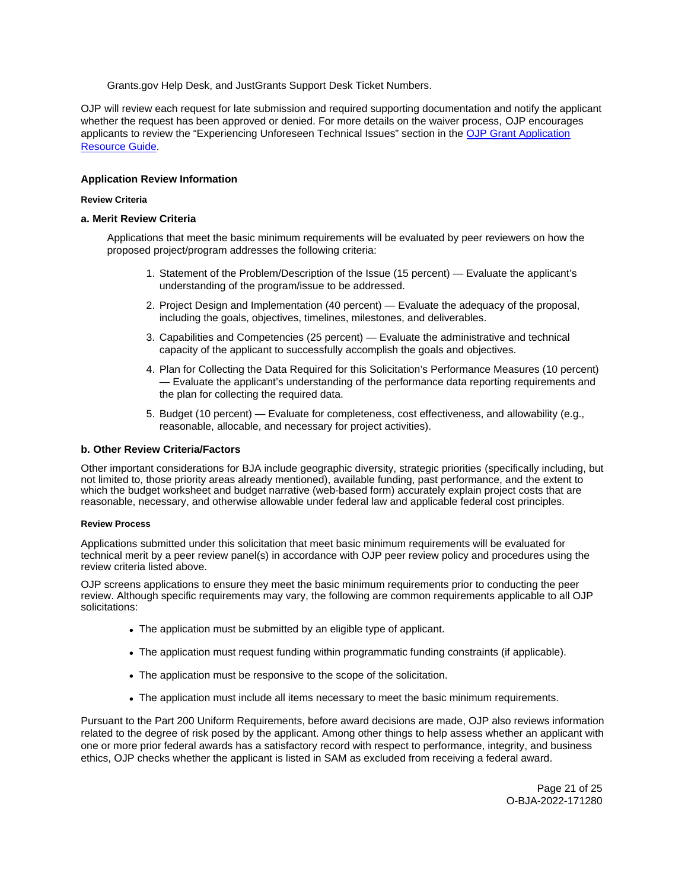Grants.gov Help Desk, and JustGrants Support Desk Ticket Numbers.

OJP will review each request for late submission and required supporting documentation and notify the applicant whether the request has been approved or denied. For more details on the waiver process, OJP encourages applicants to review the "Experiencing Unforeseen Technical Issues" section in the [OJP Grant Application Resource Guide](#).

### Application Review Information

#### Review Criteria

#### a. Merit Review Criteria

Applications that meet the basic minimum requirements will be evaluated by peer reviewers on how the proposed project/program addresses the following criteria:

1. Statement of the Problem/Description of the Issue (15 percent) — Evaluate the applicant's understanding of the program/issue to be addressed.
2. Project Design and Implementation (40 percent) — Evaluate the adequacy of the proposal, including the goals, objectives, timelines, milestones, and deliverables.
3. Capabilities and Competencies (25 percent) — Evaluate the administrative and technical capacity of the applicant to successfully accomplish the goals and objectives.
4. Plan for Collecting the Data Required for this Solicitation's Performance Measures (10 percent) — Evaluate the applicant's understanding of the performance data reporting requirements and the plan for collecting the required data.
5. Budget (10 percent) — Evaluate for completeness, cost effectiveness, and allowability (e.g., reasonable, allocable, and necessary for project activities).

#### b. Other Review Criteria/Factors

Other important considerations for BJA include geographic diversity, strategic priorities (specifically including, but not limited to, those priority areas already mentioned), available funding, past performance, and the extent to which the budget worksheet and budget narrative (web-based form) accurately explain project costs that are reasonable, necessary, and otherwise allowable under federal law and applicable federal cost principles.

#### Review Process

Applications submitted under this solicitation that meet basic minimum requirements will be evaluated for technical merit by a peer review panel(s) in accordance with OJP peer review policy and procedures using the review criteria listed above.

OJP screens applications to ensure they meet the basic minimum requirements prior to conducting the peer review. Although specific requirements may vary, the following are common requirements applicable to all OJP solicitations:

- The application must be submitted by an eligible type of applicant.
- The application must request funding within programmatic funding constraints (if applicable).
- The application must be responsive to the scope of the solicitation.
- The application must include all items necessary to meet the basic minimum requirements.

Pursuant to the Part 200 Uniform Requirements, before award decisions are made, OJP also reviews information related to the degree of risk posed by the applicant. Among other things to help assess whether an applicant with one or more prior federal awards has a satisfactory record with respect to performance, integrity, and business ethics, OJP checks whether the applicant is listed in SAM as excluded from receiving a federal award.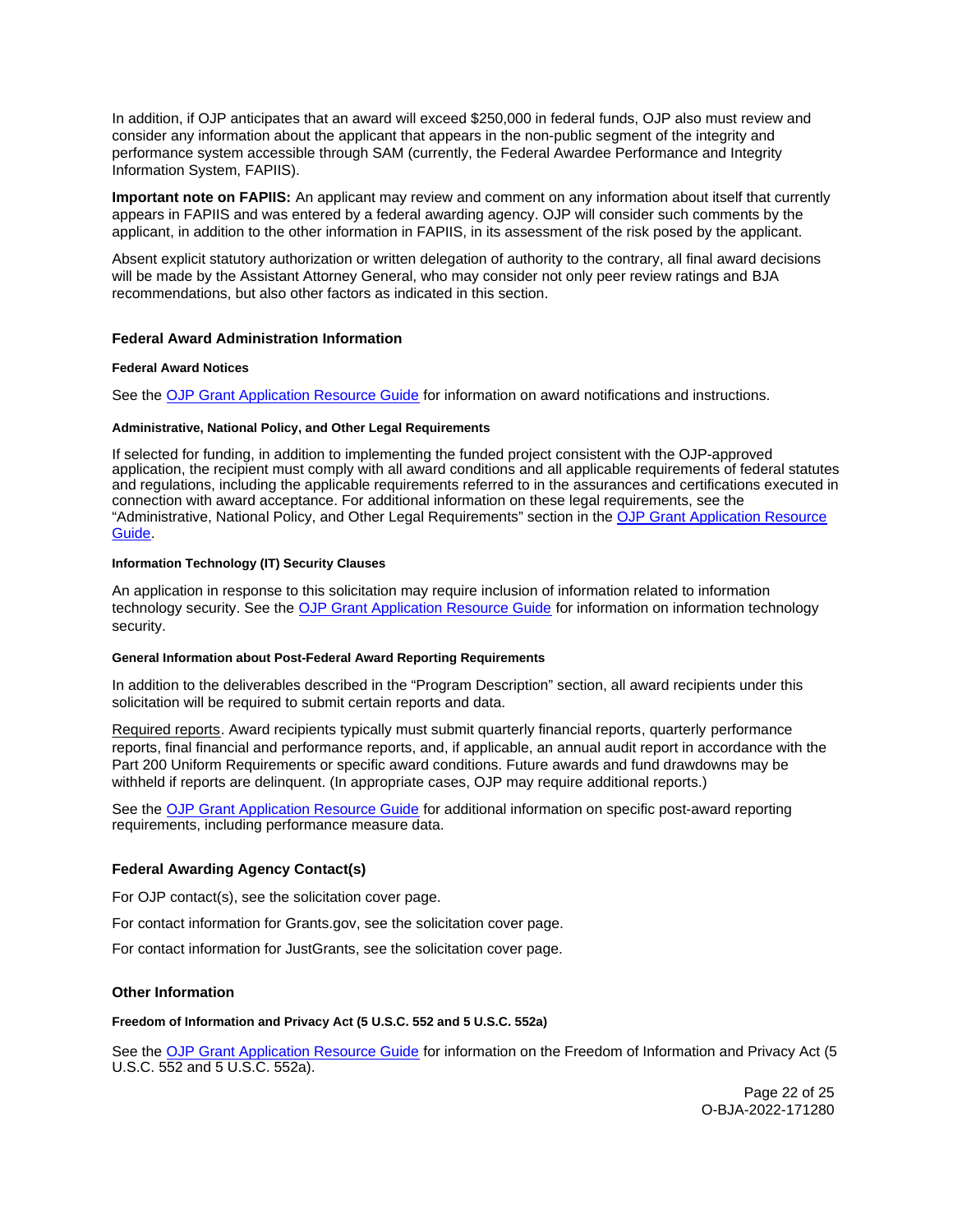In addition, if OJP anticipates that an award will exceed $250,000 in federal funds, OJP also must review and consider any information about the applicant that appears in the non-public segment of the integrity and performance system accessible through SAM (currently, the Federal Awardee Performance and Integrity Information System, FAPIIS).

**Important note on FAPIIS:** An applicant may review and comment on any information about itself that currently appears in FAPIIS and was entered by a federal awarding agency. OJP will consider such comments by the applicant, in addition to the other information in FAPIIS, in its assessment of the risk posed by the applicant.

Absent explicit statutory authorization or written delegation of authority to the contrary, all final award decisions will be made by the Assistant Attorney General, who may consider not only peer review ratings and BJA recommendations, but also other factors as indicated in this section.

## Federal Award Administration Information

### Federal Award Notices

See the OJP Grant Application Resource Guide for information on award notifications and instructions.

### Administrative, National Policy, and Other Legal Requirements

If selected for funding, in addition to implementing the funded project consistent with the OJP-approved application, the recipient must comply with all award conditions and all applicable requirements of federal statutes and regulations, including the applicable requirements referred to in the assurances and certifications executed in connection with award acceptance. For additional information on these legal requirements, see the "Administrative, National Policy, and Other Legal Requirements" section in the OJP Grant Application Resource Guide.

### Information Technology (IT) Security Clauses

An application in response to this solicitation may require inclusion of information related to information technology security. See the OJP Grant Application Resource Guide for information on information technology security.

### General Information about Post-Federal Award Reporting Requirements

In addition to the deliverables described in the "Program Description" section, all award recipients under this solicitation will be required to submit certain reports and data.

Required reports. Award recipients typically must submit quarterly financial reports, quarterly performance reports, final financial and performance reports, and, if applicable, an annual audit report in accordance with the Part 200 Uniform Requirements or specific award conditions. Future awards and fund drawdowns may be withheld if reports are delinquent. (In appropriate cases, OJP may require additional reports.)

See the OJP Grant Application Resource Guide for additional information on specific post-award reporting requirements, including performance measure data.

## Federal Awarding Agency Contact(s)

For OJP contact(s), see the solicitation cover page.

For contact information for Grants.gov, see the solicitation cover page.

For contact information for JustGrants, see the solicitation cover page.

## Other Information

### Freedom of Information and Privacy Act (5 U.S.C. 552 and 5 U.S.C. 552a)

See the OJP Grant Application Resource Guide for information on the Freedom of Information and Privacy Act (5 U.S.C. 552 and 5 U.S.C. 552a).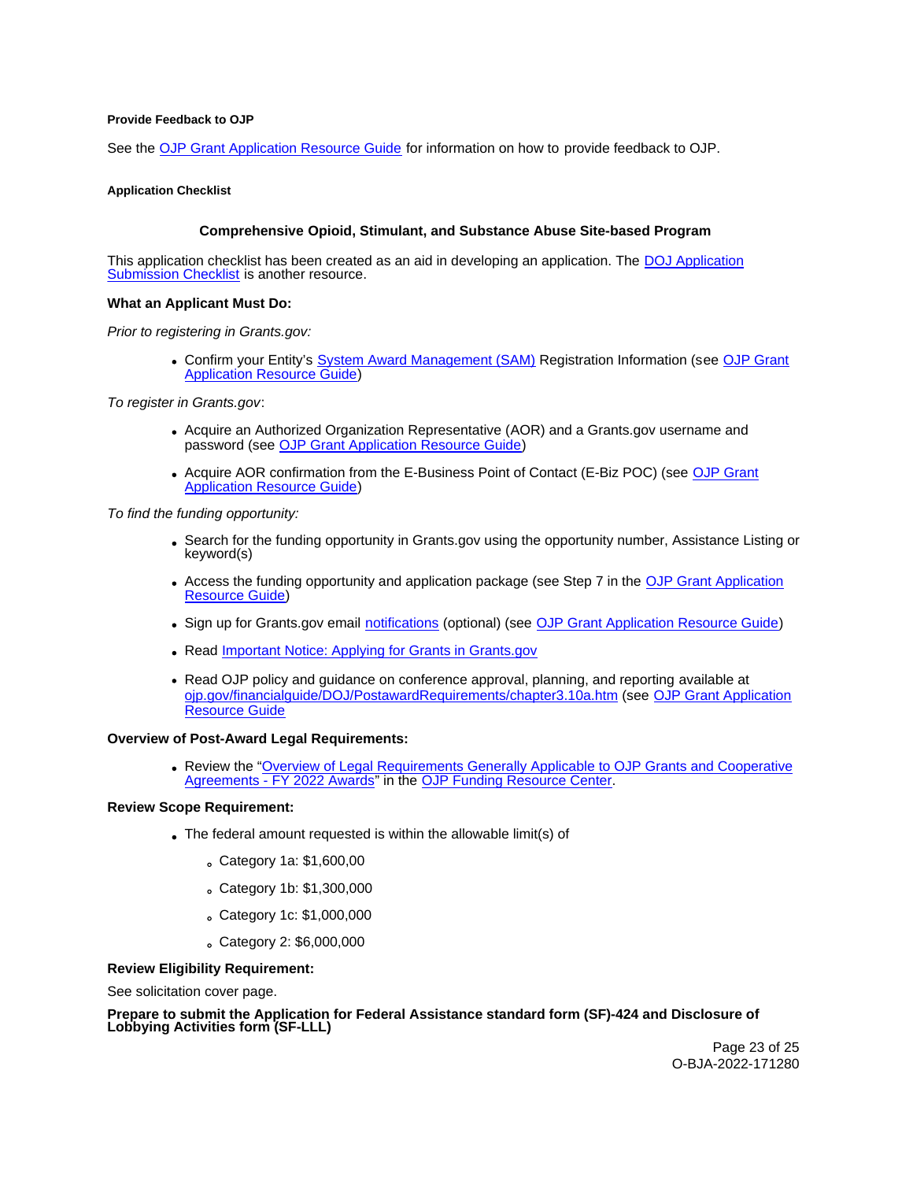#### Provide Feedback to OJP

See the OJP Grant Application Resource Guide for information on how to provide feedback to OJP.

#### Application Checklist

**Comprehensive Opioid, Stimulant, and Substance Abuse Site-based Program**

This application checklist has been created as an aid in developing an application. The DOJ Application Submission Checklist is another resource.

**What an Applicant Must Do:**

*Prior to registering in Grants.gov:*

- Confirm your Entity's System Award Management (SAM) Registration Information (see OJP Grant Application Resource Guide)

*To register in Grants.gov*:

- Acquire an Authorized Organization Representative (AOR) and a Grants.gov username and password (see OJP Grant Application Resource Guide)
- Acquire AOR confirmation from the E-Business Point of Contact (E-Biz POC) (see OJP Grant Application Resource Guide)

*To find the funding opportunity:*

- Search for the funding opportunity in Grants.gov using the opportunity number, Assistance Listing or keyword(s)
- Access the funding opportunity and application package (see Step 7 in the OJP Grant Application Resource Guide)
- Sign up for Grants.gov email notifications (optional) (see OJP Grant Application Resource Guide)
- Read Important Notice: Applying for Grants in Grants.gov
- Read OJP policy and guidance on conference approval, planning, and reporting available at ojp.gov/financialguide/DOJ/PostawardRequirements/chapter3.10a.htm (see OJP Grant Application Resource Guide

**Overview of Post-Award Legal Requirements:**

- Review the "Overview of Legal Requirements Generally Applicable to OJP Grants and Cooperative Agreements - FY 2022 Awards" in the OJP Funding Resource Center.

**Review Scope Requirement:**

- The federal amount requested is within the allowable limit(s) of
  - Category 1a: $1,600,00
  - Category 1b: $1,300,000
  - Category 1c: $1,000,000
  - Category 2: $6,000,000

**Review Eligibility Requirement:**

See solicitation cover page.

**Prepare to submit the Application for Federal Assistance standard form (SF)-424 and Disclosure of Lobbying Activities form (SF-LLL)**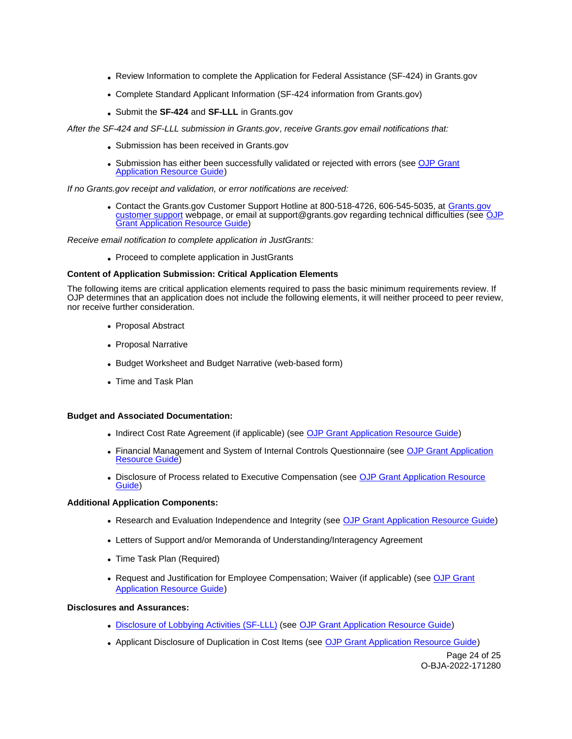- Review Information to complete the Application for Federal Assistance (SF-424) in Grants.gov
- Complete Standard Applicant Information (SF-424 information from Grants.gov)
- Submit the **SF-424** and **SF-LLL** in Grants.gov

*After the SF-424 and SF-LLL submission in Grants.gov*, *receive Grants.gov email notifications that:*

- Submission has been received in Grants.gov
- Submission has either been successfully validated or rejected with errors (see OJP Grant Application Resource Guide)

*If no Grants.gov receipt and validation, or error notifications are received:*

- Contact the Grants.gov Customer Support Hotline at 800-518-4726, 606-545-5035, at Grants.gov customer support webpage, or email at support@grants.gov regarding technical difficulties (see OJP Grant Application Resource Guide)

*Receive email notification to complete application in JustGrants:*

- Proceed to complete application in JustGrants

**Content of Application Submission: Critical Application Elements**

The following items are critical application elements required to pass the basic minimum requirements review. If OJP determines that an application does not include the following elements, it will neither proceed to peer review, nor receive further consideration.

- Proposal Abstract
- Proposal Narrative
- Budget Worksheet and Budget Narrative (web-based form)
- Time and Task Plan

**Budget and Associated Documentation:**

- Indirect Cost Rate Agreement (if applicable) (see OJP Grant Application Resource Guide)
- Financial Management and System of Internal Controls Questionnaire (see OJP Grant Application Resource Guide)
- Disclosure of Process related to Executive Compensation (see OJP Grant Application Resource Guide)

**Additional Application Components:**

- Research and Evaluation Independence and Integrity (see OJP Grant Application Resource Guide)
- Letters of Support and/or Memoranda of Understanding/Interagency Agreement
- Time Task Plan (Required)
- Request and Justification for Employee Compensation; Waiver (if applicable) (see OJP Grant Application Resource Guide)

**Disclosures and Assurances:**

- Disclosure of Lobbying Activities (SF-LLL) (see OJP Grant Application Resource Guide)
- Applicant Disclosure of Duplication in Cost Items (see OJP Grant Application Resource Guide)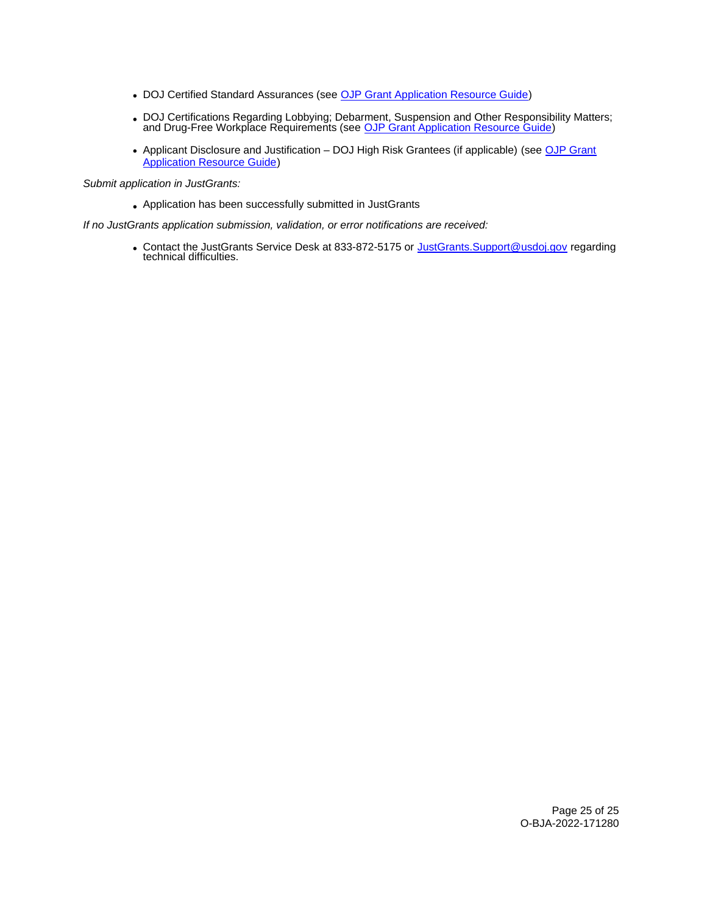- DOJ Certified Standard Assurances (see [OJP Grant Application Resource Guide])
- DOJ Certifications Regarding Lobbying; Debarment, Suspension and Other Responsibility Matters; and Drug-Free Workplace Requirements (see [OJP Grant Application Resource Guide])
- Applicant Disclosure and Justification – DOJ High Risk Grantees (if applicable) (see [OJP Grant Application Resource Guide])

*Submit application in JustGrants:*

- Application has been successfully submitted in JustGrants

*If no JustGrants application submission, validation, or error notifications are received:*

- Contact the JustGrants Service Desk at 833-872-5175 or JustGrants.Support@usdoj.gov regarding technical difficulties.